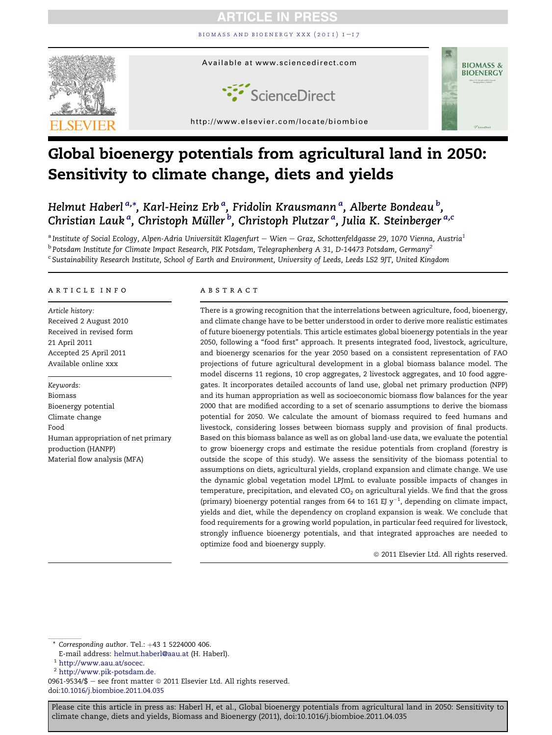ARTICLE IN PRESS

Available at www.sciencedirect.com

http://www.elsevier.com/locate/biombioe

# Global bioenergy potentials from agricultural land in 2050: Sensitivity to climate change, diets and yields

*Helmut Haberl* [a,*], *Karl-Heinz Erb* [a], *Fridolin Krausmann* [a], *Alberte Bondeau* [b], *Christian Lauk* [a], *Christoph Müller* [b], *Christoph Plutzar* [a], *Julia K. Steinberger* [a,c]

[a] *Institute of Social Ecology, Alpen-Adria Universität Klagenfurt – Wien – Graz, Schottenfeldgasse 29, 1070 Vienna, Austria*[1]

[b] *Potsdam Institute for Climate Impact Research, PIK Potsdam, Telegraphenberg A 31, D-14473 Potsdam, Germany*[2]

[c] *Sustainability Research Institute, School of Earth and Environment, University of Leeds, Leeds LS2 9JT, United Kingdom*

## ARTICLE INFO

*Article history:*
Received 2 August 2010
Received in revised form
21 April 2011
Accepted 25 April 2011
Available online xxx

*Keywords:*
Biomass
Bioenergy potential
Climate change
Food
Human appropriation of net primary production (HANPP)
Material flow analysis (MFA)

## ABSTRACT

There is a growing recognition that the interrelations between agriculture, food, bioenergy, and climate change have to be better understood in order to derive more realistic estimates of future bioenergy potentials. This article estimates global bioenergy potentials in the year 2050, following a "food first" approach. It presents integrated food, livestock, agriculture, and bioenergy scenarios for the year 2050 based on a consistent representation of FAO projections of future agricultural development in a global biomass balance model. The model discerns 11 regions, 10 crop aggregates, 2 livestock aggregates, and 10 food aggregates. It incorporates detailed accounts of land use, global net primary production (NPP) and its human appropriation as well as socioeconomic biomass flow balances for the year 2000 that are modified according to a set of scenario assumptions to derive the biomass potential for 2050. We calculate the amount of biomass required to feed humans and livestock, considering losses between biomass supply and provision of final products. Based on this biomass balance as well as on global land-use data, we evaluate the potential to grow bioenergy crops and estimate the residue potentials from cropland (forestry is outside the scope of this study). We assess the sensitivity of the biomass potential to assumptions on diets, agricultural yields, cropland expansion and climate change. We use the dynamic global vegetation model LPJmL to evaluate possible impacts of changes in temperature, precipitation, and elevated $CO_2$ on agricultural yields. We find that the gross (primary) bioenergy potential ranges from 64 to 161 EJ $y^{-1}$, depending on climate impact, yields and diet, while the dependency on cropland expansion is weak. We conclude that food requirements for a growing world population, in particular feed required for livestock, strongly influence bioenergy potentials, and that integrated approaches are needed to optimize food and bioenergy supply.

© 2011 Elsevier Ltd. All rights reserved.

\* *Corresponding author*. Tel.: +43 1 5224000 406.
E-mail address: helmut.haberl@aau.at (H. Haberl).
[1] http://www.aau.at/socec.
[2] http://www.pik-potsdam.de.

0961-9534/$ – see front matter © 2011 Elsevier Ltd. All rights reserved.
doi:10.1016/j.biombioe.2011.04.035

Please cite this article in press as: Haberl H, et al., Global bioenergy potentials from agricultural land in 2050: Sensitivity to climate change, diets and yields, Biomass and Bioenergy (2011), doi:10.1016/j.biombioe.2011.04.035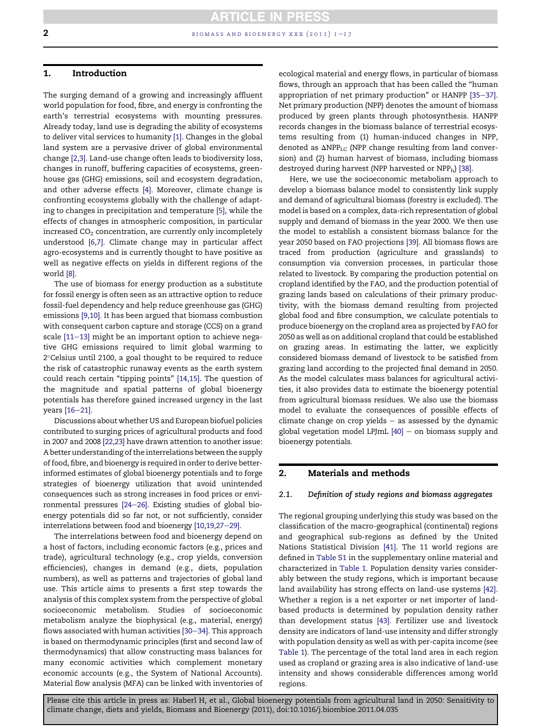## 1. Introduction

The surging demand of a growing and increasingly affluent world population for food, fibre, and energy is confronting the earth's terrestrial ecosystems with mounting pressures. Already today, land use is degrading the ability of ecosystems to deliver vital services to humanity [1]. Changes in the global land system are a pervasive driver of global environmental change [2,3]. Land-use change often leads to biodiversity loss, changes in runoff, buffering capacities of ecosystems, greenhouse gas (GHG) emissions, soil and ecosystem degradation, and other adverse effects [4]. Moreover, climate change is confronting ecosystems globally with the challenge of adapting to changes in precipitation and temperature [5], while the effects of changes in atmospheric composition, in particular increased $CO_2$ concentration, are currently only incompletely understood [6,7]. Climate change may in particular affect agro-ecosystems and is currently thought to have positive as well as negative effects on yields in different regions of the world [8].

The use of biomass for energy production as a substitute for fossil energy is often seen as an attractive option to reduce fossil-fuel dependency and help reduce greenhouse gas (GHG) emissions [9,10]. It has been argued that biomass combustion with consequent carbon capture and storage (CCS) on a grand scale [11–13] might be an important option to achieve negative GHG emissions required to limit global warming to 2°Celsius until 2100, a goal thought to be required to reduce the risk of catastrophic runaway events as the earth system could reach certain "tipping points" [14,15]. The question of the magnitude and spatial patterns of global bioenergy potentials has therefore gained increased urgency in the last years [16–21].

Discussions about whether US and European biofuel policies contributed to surging prices of agricultural products and food in 2007 and 2008 [22,23] have drawn attention to another issue: A better understanding of the interrelations between the supply of food, fibre, and bioenergy is required in order to derive better-informed estimates of global bioenergy potentials and to forge strategies of bioenergy utilization that avoid unintended consequences such as strong increases in food prices or environmental pressures [24–26]. Existing studies of global bioenergy potentials did so far not, or not sufficiently, consider interrelations between food and bioenergy [10,19,27–29].

The interrelations between food and bioenergy depend on a host of factors, including economic factors (e.g., prices and trade), agricultural technology (e.g., crop yields, conversion efficiencies), changes in demand (e.g., diets, population numbers), as well as patterns and trajectories of global land use. This article aims to presents a first step towards the analysis of this complex system from the perspective of global socioeconomic metabolism. Studies of socioeconomic metabolism analyze the biophysical (e.g., material, energy) flows associated with human activities [30–34]. This approach is based on thermodynamic principles (first and second law of thermodynamics) that allow constructing mass balances for many economic activities which complement monetary economic accounts (e.g., the System of National Accounts). Material flow analysis (MFA) can be linked with inventories of ecological material and energy flows, in particular of biomass flows, through an approach that has been called the "human appropriation of net primary production" or HANPP [35–37]. Net primary production (NPP) denotes the amount of biomass produced by green plants through photosynthesis. HANPP records changes in the biomass balance of terrestrial ecosystems resulting from (1) human-induced changes in NPP, denoted as $\Delta NPP_{LC}$ (NPP change resulting from land conversion) and (2) human harvest of biomass, including biomass destroyed during harvest (NPP harvested or $NPP_h$) [38].

Here, we use the socioeconomic metabolism approach to develop a biomass balance model to consistently link supply and demand of agricultural biomass (forestry is excluded). The model is based on a complex, data-rich representation of global supply and demand of biomass in the year 2000. We then use the model to establish a consistent biomass balance for the year 2050 based on FAO projections [39]. All biomass flows are traced from production (agriculture and grasslands) to consumption via conversion processes, in particular those related to livestock. By comparing the production potential on cropland identified by the FAO, and the production potential of grazing lands based on calculations of their primary productivity, with the biomass demand resulting from projected global food and fibre consumption, we calculate potentials to produce bioenergy on the cropland area as projected by FAO for 2050 as well as on additional cropland that could be established on grazing areas. In estimating the latter, we explicitly considered biomass demand of livestock to be satisfied from grazing land according to the projected final demand in 2050. As the model calculates mass balances for agricultural activities, it also provides data to estimate the bioenergy potential from agricultural biomass residues. We also use the biomass model to evaluate the consequences of possible effects of climate change on crop yields – as assessed by the dynamic global vegetation model LPJmL [40] – on biomass supply and bioenergy potentials.

## 2. Materials and methods

### 2.1. Definition of study regions and biomass aggregates

The regional grouping underlying this study was based on the classification of the macro-geographical (continental) regions and geographical sub-regions as defined by the United Nations Statistical Division [41]. The 11 world regions are defined in Table S1 in the supplementary online material and characterized in Table 1. Population density varies considerably between the study regions, which is important because land availability has strong effects on land-use systems [42]. Whether a region is a net exporter or net importer of land-based products is determined by population density rather than development status [43]. Fertilizer use and livestock density are indicators of land-use intensity and differ strongly with population density as well as with per-capita income (see Table 1). The percentage of the total land area in each region used as cropland or grazing area is also indicative of land-use intensity and shows considerable differences among world regions.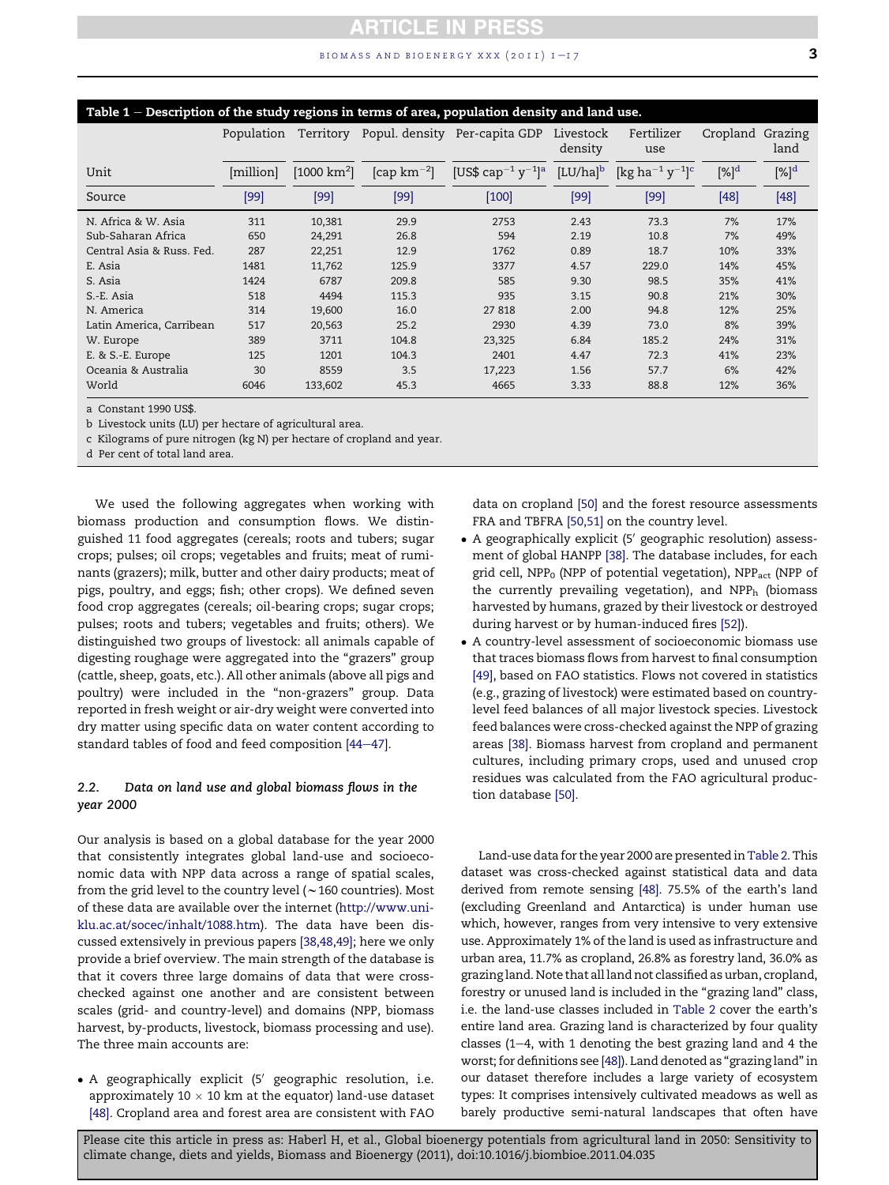Table 1 – Description of the study regions in terms of area, population density and land use.

| | Population | Territory | Popul. density | Per-capita GDP | Livestock density | Fertilizer use | Cropland | Grazing land |
|---|---|---|---|---|---|---|---|---|
| Unit | [million] | [1000 km$^2$] | [cap km$^{-2}$] | [US$ cap$^{-1}$ y$^{-1}$][a] | [LU/ha][b] | [kg ha$^{-1}$ y$^{-1}$][c] | [%][d] | [%][d] |
| Source | [99] | [99] | [99] | [100] | [99] | [99] | [48] | [48] |
| N. Africa & W. Asia | 311 | 10,381 | 29.9 | 2753 | 2.43 | 73.3 | 7% | 17% |
| Sub-Saharan Africa | 650 | 24,291 | 26.8 | 594 | 2.19 | 10.8 | 7% | 49% |
| Central Asia & Russ. Fed. | 287 | 22,251 | 12.9 | 1762 | 0.89 | 18.7 | 10% | 33% |
| E. Asia | 1481 | 11,762 | 125.9 | 3377 | 4.57 | 229.0 | 14% | 45% |
| S. Asia | 1424 | 6787 | 209.8 | 585 | 9.30 | 98.5 | 35% | 41% |
| S.-E. Asia | 518 | 4494 | 115.3 | 935 | 3.15 | 90.8 | 21% | 30% |
| N. America | 314 | 19,600 | 16.0 | 27 818 | 2.00 | 94.8 | 12% | 25% |
| Latin America, Carribean | 517 | 20,563 | 25.2 | 2930 | 4.39 | 73.0 | 8% | 39% |
| W. Europe | 389 | 3711 | 104.8 | 23,325 | 6.84 | 185.2 | 24% | 31% |
| E. & S.-E. Europe | 125 | 1201 | 104.3 | 2401 | 4.47 | 72.3 | 41% | 23% |
| Oceania & Australia | 30 | 8559 | 3.5 | 17,223 | 1.56 | 57.7 | 6% | 42% |
| World | 6046 | 133,602 | 45.3 | 4665 | 3.33 | 88.8 | 12% | 36% |

a Constant 1990 US$.
b Livestock units (LU) per hectare of agricultural area.
c Kilograms of pure nitrogen (kg N) per hectare of cropland and year.
d Per cent of total land area.

We used the following aggregates when working with biomass production and consumption flows. We distinguished 11 food aggregates (cereals; roots and tubers; sugar crops; pulses; oil crops; vegetables and fruits; meat of ruminants (grazers); milk, butter and other dairy products; meat of pigs, poultry, and eggs; fish; other crops). We defined seven food crop aggregates (cereals; oil-bearing crops; sugar crops; pulses; roots and tubers; vegetables and fruits; others). We distinguished two groups of livestock: all animals capable of digesting roughage were aggregated into the "grazers" group (cattle, sheep, goats, etc.). All other animals (above all pigs and poultry) were included in the "non-grazers" group. Data reported in fresh weight or air-dry weight were converted into dry matter using specific data on water content according to standard tables of food and feed composition [44–47].

### 2.2. Data on land use and global biomass flows in the year 2000

Our analysis is based on a global database for the year 2000 that consistently integrates global land-use and socioeconomic data with NPP data across a range of spatial scales, from the grid level to the country level (~160 countries). Most of these data are available over the internet (http://www.uni-klu.ac.at/socec/inhalt/1088.htm). The data have been discussed extensively in previous papers [38,48,49]; here we only provide a brief overview. The main strength of the database is that it covers three large domains of data that were cross-checked against one another and are consistent between scales (grid- and country-level) and domains (NPP, biomass harvest, by-products, livestock, biomass processing and use). The three main accounts are:

- A geographically explicit (5′ geographic resolution, i.e. approximately 10 × 10 km at the equator) land-use dataset [48]. Cropland area and forest area are consistent with FAO data on cropland [50] and the forest resource assessments FRA and TBFRA [50,51] on the country level.
- A geographically explicit (5′ geographic resolution) assessment of global HANPP [38]. The database includes, for each grid cell, $NPP_0$ (NPP of potential vegetation), $NPP_{act}$ (NPP of the currently prevailing vegetation), and $NPP_h$ (biomass harvested by humans, grazed by their livestock or destroyed during harvest or by human-induced fires [52]).
- A country-level assessment of socioeconomic biomass use that traces biomass flows from harvest to final consumption [49], based on FAO statistics. Flows not covered in statistics (e.g., grazing of livestock) were estimated based on country-level feed balances of all major livestock species. Livestock feed balances were cross-checked against the NPP of grazing areas [38]. Biomass harvest from cropland and permanent cultures, including primary crops, used and unused crop residues was calculated from the FAO agricultural production database [50].

Land-use data for the year 2000 are presented in Table 2. This dataset was cross-checked against statistical data and data derived from remote sensing [48]. 75.5% of the earth's land (excluding Greenland and Antarctica) is under human use which, however, ranges from very intensive to very extensive use. Approximately 1% of the land is used as infrastructure and urban area, 11.7% as cropland, 26.8% as forestry land, 36.0% as grazing land. Note that all land not classified as urban, cropland, forestry or unused land is included in the "grazing land" class, i.e. the land-use classes included in Table 2 cover the earth's entire land area. Grazing land is characterized by four quality classes (1–4, with 1 denoting the best grazing land and 4 the worst; for definitions see [48]). Land denoted as "grazing land" in our dataset therefore includes a large variety of ecosystem types: It comprises intensively cultivated meadows as well as barely productive semi-natural landscapes that often have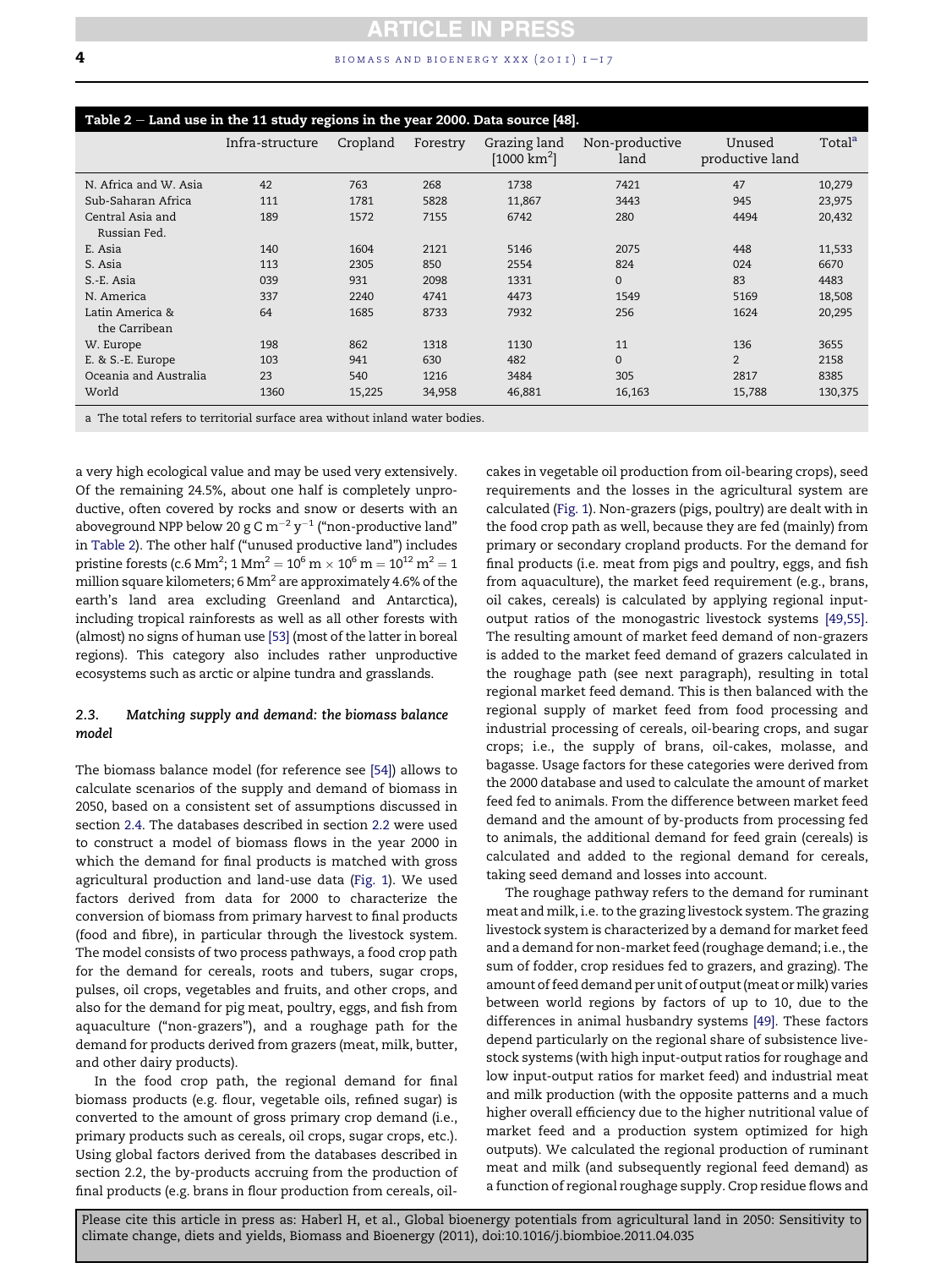**Table 2 – Land use in the 11 study regions in the year 2000. Data source [48].**

| | Infra-structure | Cropland | Forestry | Grazing land [1000 km$^2$] | Non-productive land | Unused productive land | Total[a] |
|---|---|---|---|---|---|---|---|
| N. Africa and W. Asia | 42 | 763 | 268 | 1738 | 7421 | 47 | 10,279 |
| Sub-Saharan Africa | 111 | 1781 | 5828 | 11,867 | 3443 | 945 | 23,975 |
| Central Asia and Russian Fed. | 189 | 1572 | 7155 | 6742 | 280 | 4494 | 20,432 |
| E. Asia | 140 | 1604 | 2121 | 5146 | 2075 | 448 | 11,533 |
| S. Asia | 113 | 2305 | 850 | 2554 | 824 | 024 | 6670 |
| S.-E. Asia | 039 | 931 | 2098 | 1331 | 0 | 83 | 4483 |
| N. America | 337 | 2240 | 4741 | 4473 | 1549 | 5169 | 18,508 |
| Latin America & the Carribean | 64 | 1685 | 8733 | 7932 | 256 | 1624 | 20,295 |
| W. Europe | 198 | 862 | 1318 | 1130 | 11 | 136 | 3655 |
| E. & S.-E. Europe | 103 | 941 | 630 | 482 | 0 | 2 | 2158 |
| Oceania and Australia | 23 | 540 | 1216 | 3484 | 305 | 2817 | 8385 |
| World | 1360 | 15,225 | 34,958 | 46,881 | 16,163 | 15,788 | 130,375 |

a The total refers to territorial surface area without inland water bodies.

a very high ecological value and may be used very extensively. Of the remaining 24.5%, about one half is completely unproductive, often covered by rocks and snow or deserts with an aboveground NPP below 20 g C m$^{-2}$ y$^{-1}$ ("non-productive land" in Table 2). The other half ("unused productive land") includes pristine forests (c.6 Mm$^2$; 1 Mm$^2$ = $10^6$ m × $10^6$ m = $10^{12}$ m$^2$ = 1 million square kilometers; 6 Mm$^2$ are approximately 4.6% of the earth's land area excluding Greenland and Antarctica), including tropical rainforests as well as all other forests with (almost) no signs of human use [53] (most of the latter in boreal regions). This category also includes rather unproductive ecosystems such as arctic or alpine tundra and grasslands.

### 2.3. Matching supply and demand: the biomass balance model

The biomass balance model (for reference see [54]) allows to calculate scenarios of the supply and demand of biomass in 2050, based on a consistent set of assumptions discussed in section 2.4. The databases described in section 2.2 were used to construct a model of biomass flows in the year 2000 in which the demand for final products is matched with gross agricultural production and land-use data (Fig. 1). We used factors derived from data for 2000 to characterize the conversion of biomass from primary harvest to final products (food and fibre), in particular through the livestock system. The model consists of two process pathways, a food crop path for the demand for cereals, roots and tubers, sugar crops, pulses, oil crops, vegetables and fruits, and other crops, and also for the demand for pig meat, poultry, eggs, and fish from aquaculture ("non-grazers"), and a roughage path for the demand for products derived from grazers (meat, milk, butter, and other dairy products).

In the food crop path, the regional demand for final biomass products (e.g. flour, vegetable oils, refined sugar) is converted to the amount of gross primary crop demand (i.e., primary products such as cereals, oil crops, sugar crops, etc.). Using global factors derived from the databases described in section 2.2, the by-products accruing from the production of final products (e.g. brans in flour production from cereals, oil-cakes in vegetable oil production from oil-bearing crops), seed requirements and the losses in the agricultural system are calculated (Fig. 1). Non-grazers (pigs, poultry) are dealt with in the food crop path as well, because they are fed (mainly) from primary or secondary cropland products. For the demand for final products (i.e. meat from pigs and poultry, eggs, and fish from aquaculture), the market feed requirement (e.g., brans, oil cakes, cereals) is calculated by applying regional input-output ratios of the monogastric livestock systems [49,55]. The resulting amount of market feed demand of non-grazers is added to the market feed demand of grazers calculated in the roughage path (see next paragraph), resulting in total regional market feed demand. This is then balanced with the regional supply of market feed from food processing and industrial processing of cereals, oil-bearing crops, and sugar crops; i.e., the supply of brans, oil-cakes, molasse, and bagasse. Usage factors for these categories were derived from the 2000 database and used to calculate the amount of market feed fed to animals. From the difference between market feed demand and the amount of by-products from processing fed to animals, the additional demand for feed grain (cereals) is calculated and added to the regional demand for cereals, taking seed demand and losses into account.

The roughage pathway refers to the demand for ruminant meat and milk, i.e. to the grazing livestock system. The grazing livestock system is characterized by a demand for market feed and a demand for non-market feed (roughage demand; i.e., the sum of fodder, crop residues fed to grazers, and grazing). The amount of feed demand per unit of output (meat or milk) varies between world regions by factors of up to 10, due to the differences in animal husbandry systems [49]. These factors depend particularly on the regional share of subsistence livestock systems (with high input-output ratios for roughage and low input-output ratios for market feed) and industrial meat and milk production (with the opposite patterns and a much higher overall efficiency due to the higher nutritional value of market feed and a production system optimized for high outputs). We calculated the regional production of ruminant meat and milk (and subsequently regional feed demand) as a function of regional roughage supply. Crop residue flows and

Please cite this article in press as: Haberl H, et al., Global bioenergy potentials from agricultural land in 2050: Sensitivity to climate change, diets and yields, Biomass and Bioenergy (2011), doi:10.1016/j.biombioe.2011.04.035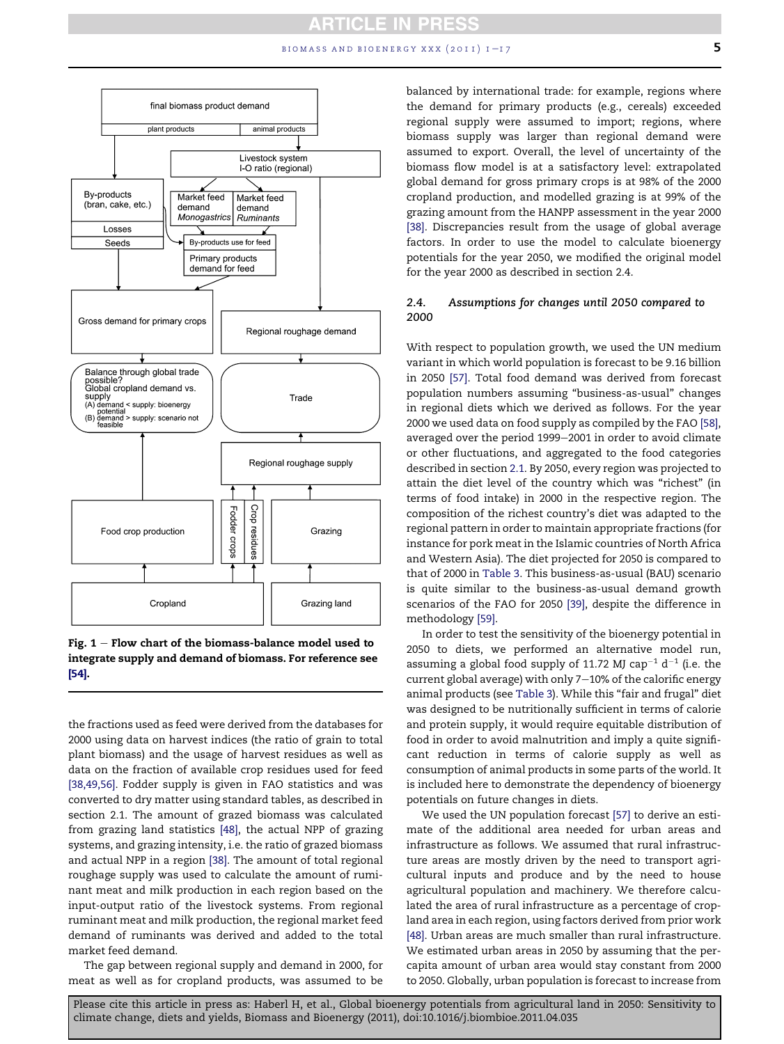Fig. 1 – Flow chart of the biomass-balance model used to integrate supply and demand of biomass. For reference see [54].

the fractions used as feed were derived from the databases for 2000 using data on harvest indices (the ratio of grain to total plant biomass) and the usage of harvest residues as well as data on the fraction of available crop residues used for feed [38,49,56]. Fodder supply is given in FAO statistics and was converted to dry matter using standard tables, as described in section 2.1. The amount of grazed biomass was calculated from grazing land statistics [48], the actual NPP of grazing systems, and grazing intensity, i.e. the ratio of grazed biomass and actual NPP in a region [38]. The amount of total regional roughage supply was used to calculate the amount of ruminant meat and milk production in each region based on the input-output ratio of the livestock systems. From regional ruminant meat and milk production, the regional market feed demand of ruminants was derived and added to the total market feed demand.

The gap between regional supply and demand in 2000, for meat as well as for cropland products, was assumed to be balanced by international trade: for example, regions where the demand for primary products (e.g., cereals) exceeded regional supply were assumed to import; regions, where biomass supply was larger than regional demand were assumed to export. Overall, the level of uncertainty of the biomass flow model is at a satisfactory level: extrapolated global demand for gross primary crops is at 98% of the 2000 cropland production, and modelled grazing is at 99% of the grazing amount from the HANPP assessment in the year 2000 [38]. Discrepancies result from the usage of global average factors. In order to use the model to calculate bioenergy potentials for the year 2050, we modified the original model for the year 2000 as described in section 2.4.

### 2.4. Assumptions for changes until 2050 compared to 2000

With respect to population growth, we used the UN medium variant in which world population is forecast to be 9.16 billion in 2050 [57]. Total food demand was derived from forecast population numbers assuming "business-as-usual" changes in regional diets which we derived as follows. For the year 2000 we used data on food supply as compiled by the FAO [58], averaged over the period 1999–2001 in order to avoid climate or other fluctuations, and aggregated to the food categories described in section 2.1. By 2050, every region was projected to attain the diet level of the country which was "richest" (in terms of food intake) in 2000 in the respective region. The composition of the richest country's diet was adapted to the regional pattern in order to maintain appropriate fractions (for instance for pork meat in the Islamic countries of North Africa and Western Asia). The diet projected for 2050 is compared to that of 2000 in Table 3. This business-as-usual (BAU) scenario is quite similar to the business-as-usual demand growth scenarios of the FAO for 2050 [39], despite the difference in methodology [59].

In order to test the sensitivity of the bioenergy potential in 2050 to diets, we performed an alternative model run, assuming a global food supply of 11.72 MJ $cap^{-1}$ $d^{-1}$ (i.e. the current global average) with only 7–10% of the calorific energy animal products (see Table 3). While this "fair and frugal" diet was designed to be nutritionally sufficient in terms of calorie and protein supply, it would require equitable distribution of food in order to avoid malnutrition and imply a quite significant reduction in terms of calorie supply as well as consumption of animal products in some parts of the world. It is included here to demonstrate the dependency of bioenergy potentials on future changes in diets.

We used the UN population forecast [57] to derive an estimate of the additional area needed for urban areas and infrastructure as follows. We assumed that rural infrastructure areas are mostly driven by the need to transport agricultural inputs and produce and by the need to house agricultural population and machinery. We therefore calculated the area of rural infrastructure as a percentage of cropland area in each region, using factors derived from prior work [48]. Urban areas are much smaller than rural infrastructure. We estimated urban areas in 2050 by assuming that the per-capita amount of urban area would stay constant from 2000 to 2050. Globally, urban population is forecast to increase from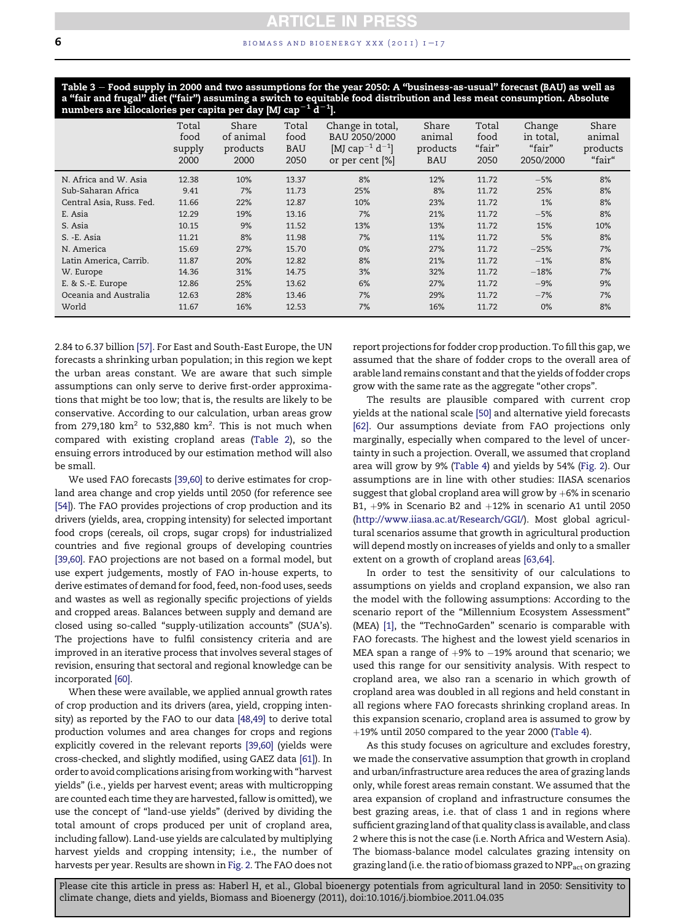**Table 3 – Food supply in 2000 and two assumptions for the year 2050: A "business-as-usual" forecast (BAU) as well as a "fair and frugal" diet ("fair") assuming a switch to equitable food distribution and less meat consumption. Absolute numbers are kilocalories per capita per day [MJ $cap^{-1}$ $d^{-1}$].**

| | Total food supply 2000 | Share of animal products 2000 | Total food BAU 2050 | Change in total, BAU 2050/2000 [MJ $cap^{-1}$ $d^{-1}$] or per cent [%] | Share animal products BAU | Total food "fair" 2050 | Change in total, "fair" 2050/2000 | Share animal products "fair" |
|---|---|---|---|---|---|---|---|---|
| N. Africa and W. Asia | 12.38 | 10% | 13.37 | 8% | 12% | 11.72 | −5% | 8% |
| Sub-Saharan Africa | 9.41 | 7% | 11.73 | 25% | 8% | 11.72 | 25% | 8% |
| Central Asia, Russ. Fed. | 11.66 | 22% | 12.87 | 10% | 23% | 11.72 | 1% | 8% |
| E. Asia | 12.29 | 19% | 13.16 | 7% | 21% | 11.72 | −5% | 8% |
| S. Asia | 10.15 | 9% | 11.52 | 13% | 13% | 11.72 | 15% | 10% |
| S. -E. Asia | 11.21 | 8% | 11.98 | 7% | 11% | 11.72 | 5% | 8% |
| N. America | 15.69 | 27% | 15.70 | 0% | 27% | 11.72 | −25% | 7% |
| Latin America, Carrib. | 11.87 | 20% | 12.82 | 8% | 21% | 11.72 | −1% | 8% |
| W. Europe | 14.36 | 31% | 14.75 | 3% | 32% | 11.72 | −18% | 7% |
| E. & S.-E. Europe | 12.86 | 25% | 13.62 | 6% | 27% | 11.72 | −9% | 9% |
| Oceania and Australia | 12.63 | 28% | 13.46 | 7% | 29% | 11.72 | −7% | 7% |
| World | 11.67 | 16% | 12.53 | 7% | 16% | 11.72 | 0% | 8% |

2.84 to 6.37 billion [57]. For East and South-East Europe, the UN forecasts a shrinking urban population; in this region we kept the urban areas constant. We are aware that such simple assumptions can only serve to derive first-order approximations that might be too low; that is, the results are likely to be conservative. According to our calculation, urban areas grow from 279,180 $km^2$ to 532,880 $km^2$. This is not much when compared with existing cropland areas (Table 2), so the ensuing errors introduced by our estimation method will also be small.

We used FAO forecasts [39,60] to derive estimates for cropland area change and crop yields until 2050 (for reference see [54]). The FAO provides projections of crop production and its drivers (yields, area, cropping intensity) for selected important food crops (cereals, oil crops, sugar crops) for industrialized countries and five regional groups of developing countries [39,60]. FAO projections are not based on a formal model, but use expert judgements, mostly of FAO in-house experts, to derive estimates of demand for food, feed, non-food uses, seeds and wastes as well as regionally specific projections of yields and cropped areas. Balances between supply and demand are closed using so-called "supply-utilization accounts" (SUA's). The projections have to fulfil consistency criteria and are improved in an iterative process that involves several stages of revision, ensuring that sectoral and regional knowledge can be incorporated [60].

When these were available, we applied annual growth rates of crop production and its drivers (area, yield, cropping intensity) as reported by the FAO to our data [48,49] to derive total production volumes and area changes for crops and regions explicitly covered in the relevant reports [39,60] (yields were cross-checked, and slightly modified, using GAEZ data [61]). In order to avoid complications arising from working with "harvest yields" (i.e., yields per harvest event; areas with multicropping are counted each time they are harvested, fallow is omitted), we use the concept of "land-use yields" (derived by dividing the total amount of crops produced per unit of cropland area, including fallow). Land-use yields are calculated by multiplying harvest yields and cropping intensity; i.e., the number of harvests per year. Results are shown in Fig. 2. The FAO does not report projections for fodder crop production. To fill this gap, we assumed that the share of fodder crops to the overall area of arable land remains constant and that the yields of fodder crops grow with the same rate as the aggregate "other crops".

The results are plausible compared with current crop yields at the national scale [50] and alternative yield forecasts [62]. Our assumptions deviate from FAO projections only marginally, especially when compared to the level of uncertainty in such a projection. Overall, we assumed that cropland area will grow by 9% (Table 4) and yields by 54% (Fig. 2). Our assumptions are in line with other studies: IIASA scenarios suggest that global cropland area will grow by +6% in scenario B1, +9% in Scenario B2 and +12% in scenario A1 until 2050 (http://www.iiasa.ac.at/Research/GGI/). Most global agricultural scenarios assume that growth in agricultural production will depend mostly on increases of yields and only to a smaller extent on a growth of cropland areas [63,64].

In order to test the sensitivity of our calculations to assumptions on yields and cropland expansion, we also ran the model with the following assumptions: According to the scenario report of the "Millennium Ecosystem Assessment" (MEA) [1], the "TechnoGarden" scenario is comparable with FAO forecasts. The highest and the lowest yield scenarios in MEA span a range of +9% to −19% around that scenario; we used this range for our sensitivity analysis. With respect to cropland area, we also ran a scenario in which growth of cropland area was doubled in all regions and held constant in all regions where FAO forecasts shrinking cropland areas. In this expansion scenario, cropland area is assumed to grow by +19% until 2050 compared to the year 2000 (Table 4).

As this study focuses on agriculture and excludes forestry, we made the conservative assumption that growth in cropland and urban/infrastructure area reduces the area of grazing lands only, while forest areas remain constant. We assumed that the area expansion of cropland and infrastructure consumes the best grazing areas, i.e. that of class 1 and in regions where sufficient grazing land of that quality class is available, and class 2 where this is not the case (i.e. North Africa and Western Asia). The biomass-balance model calculates grazing intensity on grazing land (i.e. the ratio of biomass grazed to $NPP_{act}$ on grazing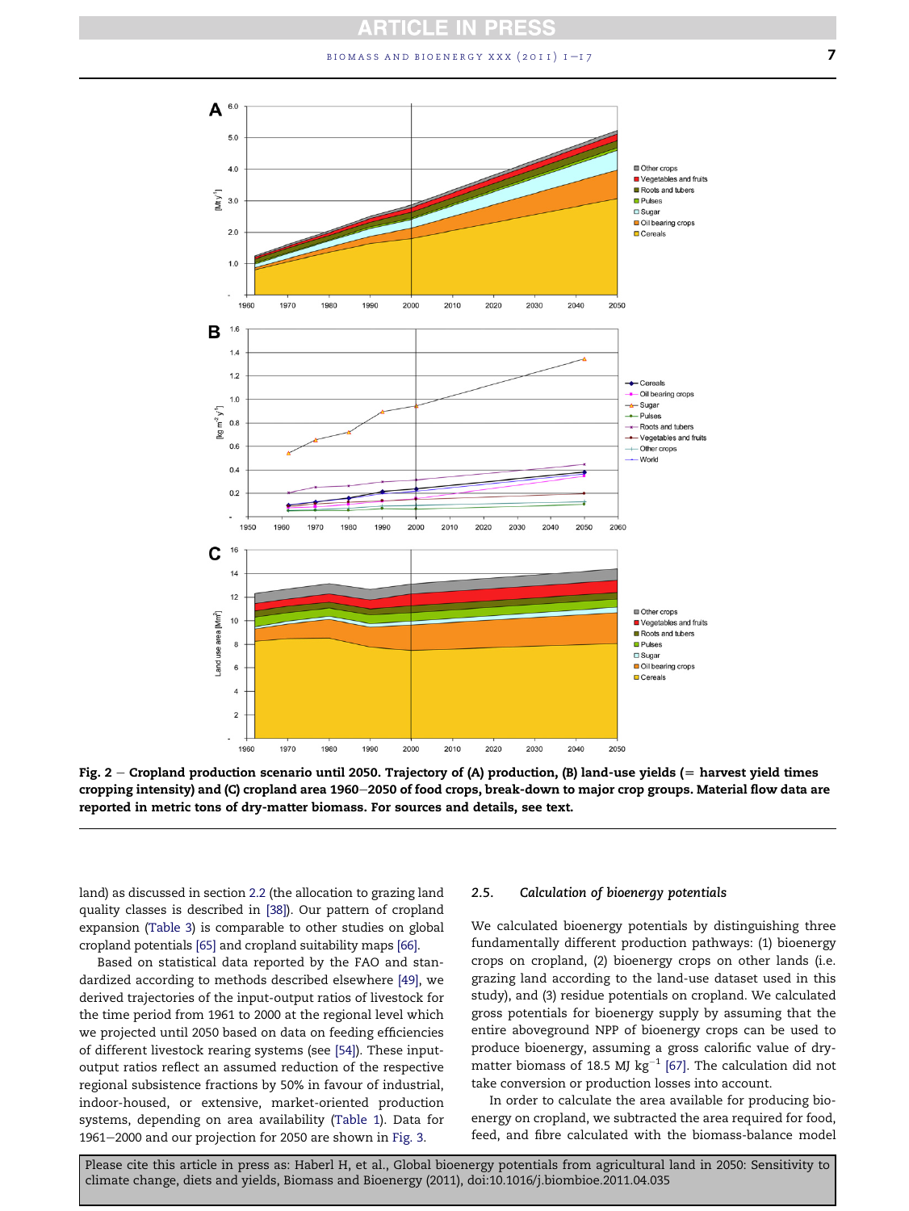**Fig. 2 – Cropland production scenario until 2050. Trajectory of (A) production, (B) land-use yields (= harvest yield times cropping intensity) and (C) cropland area 1960–2050 of food crops, break-down to major crop groups. Material flow data are reported in metric tons of dry-matter biomass. For sources and details, see text.**

land) as discussed in section 2.2 (the allocation to grazing land quality classes is described in [38]). Our pattern of cropland expansion (Table 3) is comparable to other studies on global cropland potentials [65] and cropland suitability maps [66].

Based on statistical data reported by the FAO and standardized according to methods described elsewhere [49], we derived trajectories of the input-output ratios of livestock for the time period from 1961 to 2000 at the regional level which we projected until 2050 based on data on feeding efficiencies of different livestock rearing systems (see [54]). These input-output ratios reflect an assumed reduction of the respective regional subsistence fractions by 50% in favour of industrial, indoor-housed, or extensive, market-oriented production systems, depending on area availability (Table 1). Data for 1961–2000 and our projection for 2050 are shown in Fig. 3.

### 2.5. *Calculation of bioenergy potentials*

We calculated bioenergy potentials by distinguishing three fundamentally different production pathways: (1) bioenergy crops on cropland, (2) bioenergy crops on other lands (i.e. grazing land according to the land-use dataset used in this study), and (3) residue potentials on cropland. We calculated gross potentials for bioenergy supply by assuming that the entire aboveground NPP of bioenergy crops can be used to produce bioenergy, assuming a gross calorific value of dry-matter biomass of 18.5 MJ $kg^{-1}$ [67]. The calculation did not take conversion or production losses into account.

In order to calculate the area available for producing bioenergy on cropland, we subtracted the area required for food, feed, and fibre calculated with the biomass-balance model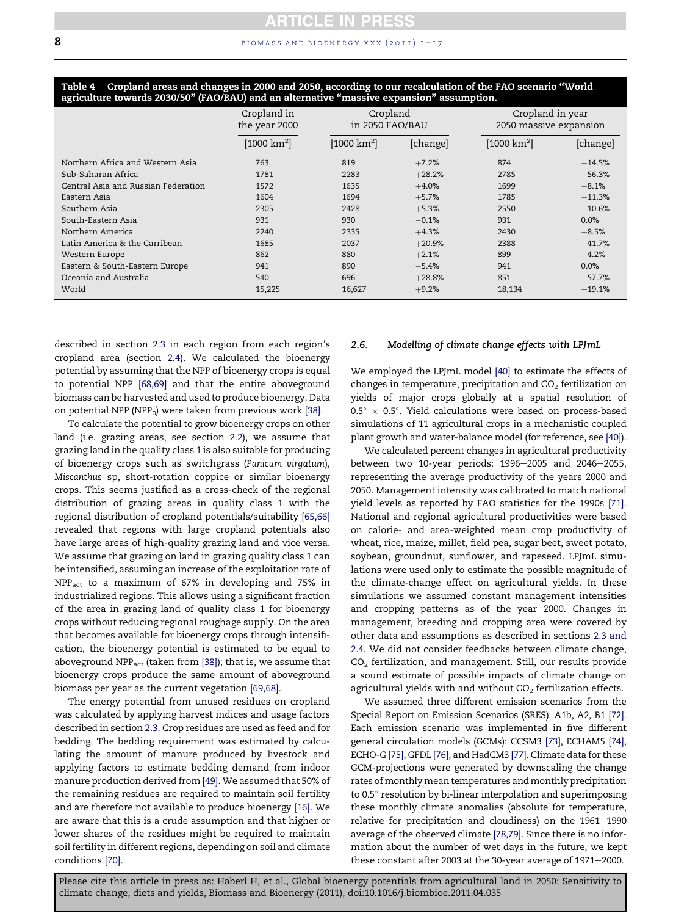**Table 4 – Cropland areas and changes in 2000 and 2050, according to our recalculation of the FAO scenario "World agriculture towards 2030/50" (FAO/BAU) and an alternative "massive expansion" assumption.**

| | Cropland in the year 2000 | Cropland in 2050 FAO/BAU | | Cropland in year 2050 massive expansion | |
|---|---|---|---|---|---|
| | [1000 $km^2$] | [1000 $km^2$] | [change] | [1000 $km^2$] | [change] |
| Northern Africa and Western Asia | 763 | 819 | +7.2% | 874 | +14.5% |
| Sub-Saharan Africa | 1781 | 2283 | +28.2% | 2785 | +56.3% |
| Central Asia and Russian Federation | 1572 | 1635 | +4.0% | 1699 | +8.1% |
| Eastern Asia | 1604 | 1694 | +5.7% | 1785 | +11.3% |
| Southern Asia | 2305 | 2428 | +5.3% | 2550 | +10.6% |
| South-Eastern Asia | 931 | 930 | −0.1% | 931 | 0.0% |
| Northern America | 2240 | 2335 | +4.3% | 2430 | +8.5% |
| Latin America & the Carribean | 1685 | 2037 | +20.9% | 2388 | +41.7% |
| Western Europe | 862 | 880 | +2.1% | 899 | +4.2% |
| Eastern & South-Eastern Europe | 941 | 890 | −5.4% | 941 | 0.0% |
| Oceania and Australia | 540 | 696 | +28.8% | 851 | +57.7% |
| World | 15,225 | 16,627 | +9.2% | 18,134 | +19.1% |

described in section 2.3 in each region from each region's cropland area (section 2.4). We calculated the bioenergy potential by assuming that the NPP of bioenergy crops is equal to potential NPP [68,69] and that the entire aboveground biomass can be harvested and used to produce bioenergy. Data on potential NPP ($NPP_0$) were taken from previous work [38].

To calculate the potential to grow bioenergy crops on other land (i.e. grazing areas, see section 2.2), we assume that grazing land in the quality class 1 is also suitable for producing of bioenergy crops such as switchgrass (*Panicum virgatum*), *Miscanthus* sp, short-rotation coppice or similar bioenergy crops. This seems justified as a cross-check of the regional distribution of grazing areas in quality class 1 with the regional distribution of cropland potentials/suitability [65,66] revealed that regions with large cropland potentials also have large areas of high-quality grazing land and vice versa. We assume that grazing on land in grazing quality class 1 can be intensified, assuming an increase of the exploitation rate of $NPP_{act}$ to a maximum of 67% in developing and 75% in industrialized regions. This allows using a significant fraction of the area in grazing land of quality class 1 for bioenergy crops without reducing regional roughage supply. On the area that becomes available for bioenergy crops through intensification, the bioenergy potential is estimated to be equal to aboveground $NPP_{act}$ (taken from [38]); that is, we assume that bioenergy crops produce the same amount of aboveground biomass per year as the current vegetation [69,68].

The energy potential from unused residues on cropland was calculated by applying harvest indices and usage factors described in section 2.3. Crop residues are used as feed and for bedding. The bedding requirement was estimated by calculating the amount of manure produced by livestock and applying factors to estimate bedding demand from indoor manure production derived from [49]. We assumed that 50% of the remaining residues are required to maintain soil fertility and are therefore not available to produce bioenergy [16]. We are aware that this is a crude assumption and that higher or lower shares of the residues might be required to maintain soil fertility in different regions, depending on soil and climate conditions [70].

### 2.6. Modelling of climate change effects with LPJmL

We employed the LPJmL model [40] to estimate the effects of changes in temperature, precipitation and $CO_2$ fertilization on yields of major crops globally at a spatial resolution of $0.5° \times 0.5°$. Yield calculations were based on process-based simulations of 11 agricultural crops in a mechanistic coupled plant growth and water-balance model (for reference, see [40]).

We calculated percent changes in agricultural productivity between two 10-year periods: 1996–2005 and 2046–2055, representing the average productivity of the years 2000 and 2050. Management intensity was calibrated to match national yield levels as reported by FAO statistics for the 1990s [71]. National and regional agricultural productivities were based on calorie- and area-weighted mean crop productivity of wheat, rice, maize, millet, field pea, sugar beet, sweet potato, soybean, groundnut, sunflower, and rapeseed. LPJmL simulations were used only to estimate the possible magnitude of the climate-change effect on agricultural yields. In these simulations we assumed constant management intensities and cropping patterns as of the year 2000. Changes in management, breeding and cropping area were covered by other data and assumptions as described in sections 2.3 and 2.4. We did not consider feedbacks between climate change, $CO_2$ fertilization, and management. Still, our results provide a sound estimate of possible impacts of climate change on agricultural yields with and without $CO_2$ fertilization effects.

We assumed three different emission scenarios from the Special Report on Emission Scenarios (SRES): A1b, A2, B1 [72]. Each emission scenario was implemented in five different general circulation models (GCMs): CCSM3 [73], ECHAM5 [74], ECHO-G [75], GFDL [76], and HadCM3 [77]. Climate data for these GCM-projections were generated by downscaling the change rates of monthly mean temperatures and monthly precipitation to 0.5° resolution by bi-linear interpolation and superimposing these monthly climate anomalies (absolute for temperature, relative for precipitation and cloudiness) on the 1961–1990 average of the observed climate [78,79]. Since there is no information about the number of wet days in the future, we kept these constant after 2003 at the 30-year average of 1971–2000.

Please cite this article in press as: Haberl H, et al., Global bioenergy potentials from agricultural land in 2050: Sensitivity to climate change, diets and yields, Biomass and Bioenergy (2011), doi:10.1016/j.biombioe.2011.04.035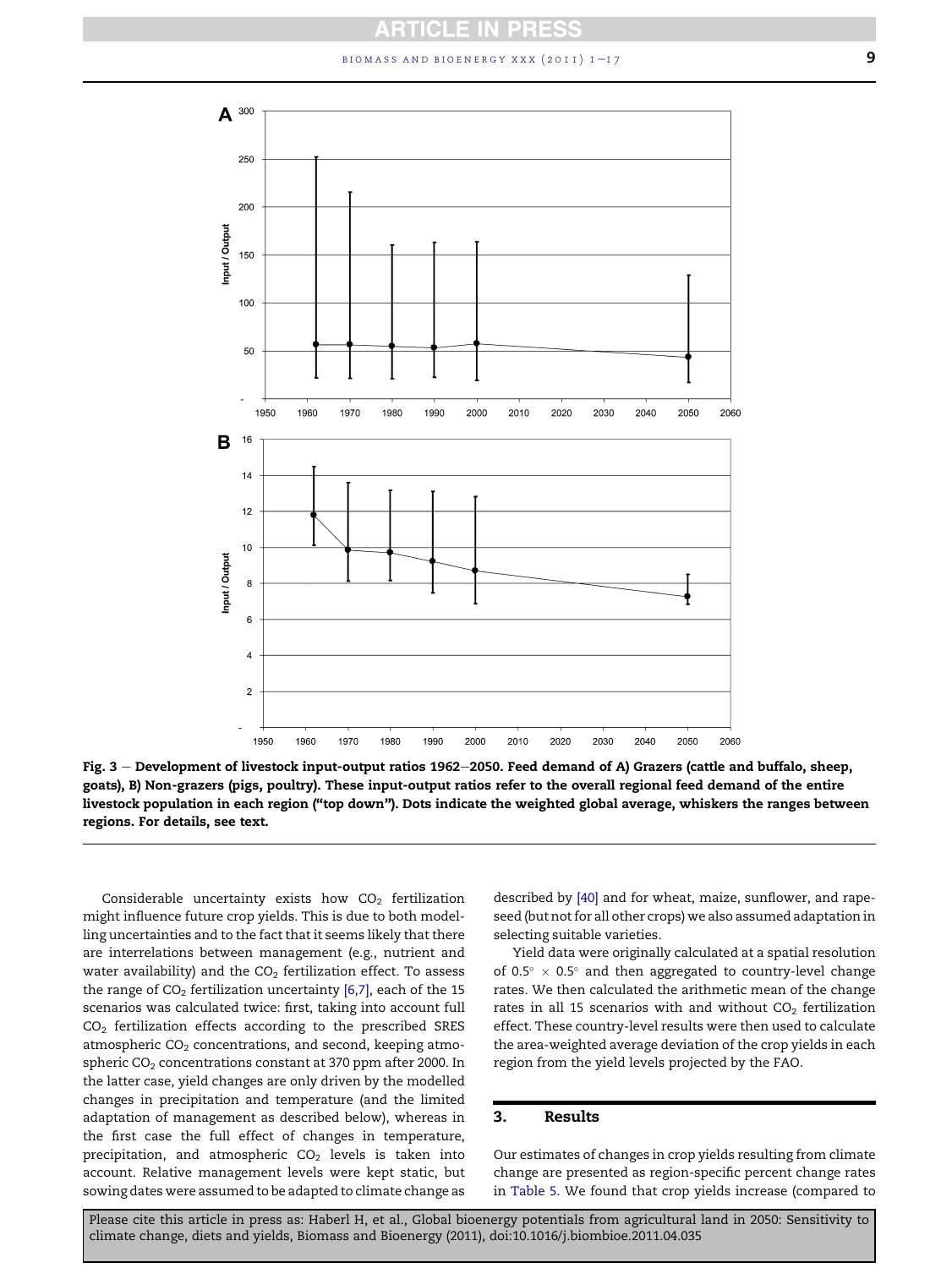Fig. 3 – Development of livestock input-output ratios 1962–2050. Feed demand of A) Grazers (cattle and buffalo, sheep, goats), B) Non-grazers (pigs, poultry). These input-output ratios refer to the overall regional feed demand of the entire livestock population in each region ("top down"). Dots indicate the weighted global average, whiskers the ranges between regions. For details, see text.

Considerable uncertainty exists how $CO_2$ fertilization might influence future crop yields. This is due to both modelling uncertainties and to the fact that it seems likely that there are interrelations between management (e.g., nutrient and water availability) and the $CO_2$ fertilization effect. To assess the range of $CO_2$ fertilization uncertainty [6,7], each of the 15 scenarios was calculated twice: first, taking into account full $CO_2$ fertilization effects according to the prescribed SRES atmospheric $CO_2$ concentrations, and second, keeping atmospheric $CO_2$ concentrations constant at 370 ppm after 2000. In the latter case, yield changes are only driven by the modelled changes in precipitation and temperature (and the limited adaptation of management as described below), whereas in the first case the full effect of changes in temperature, precipitation, and atmospheric $CO_2$ levels is taken into account. Relative management levels were kept static, but sowing dates were assumed to be adapted to climate change as described by [40] and for wheat, maize, sunflower, and rapeseed (but not for all other crops) we also assumed adaptation in selecting suitable varieties.

Yield data were originally calculated at a spatial resolution of 0.5° × 0.5° and then aggregated to country-level change rates. We then calculated the arithmetic mean of the change rates in all 15 scenarios with and without $CO_2$ fertilization effect. These country-level results were then used to calculate the area-weighted average deviation of the crop yields in each region from the yield levels projected by the FAO.

## 3. Results

Our estimates of changes in crop yields resulting from climate change are presented as region-specific percent change rates in Table 5. We found that crop yields increase (compared to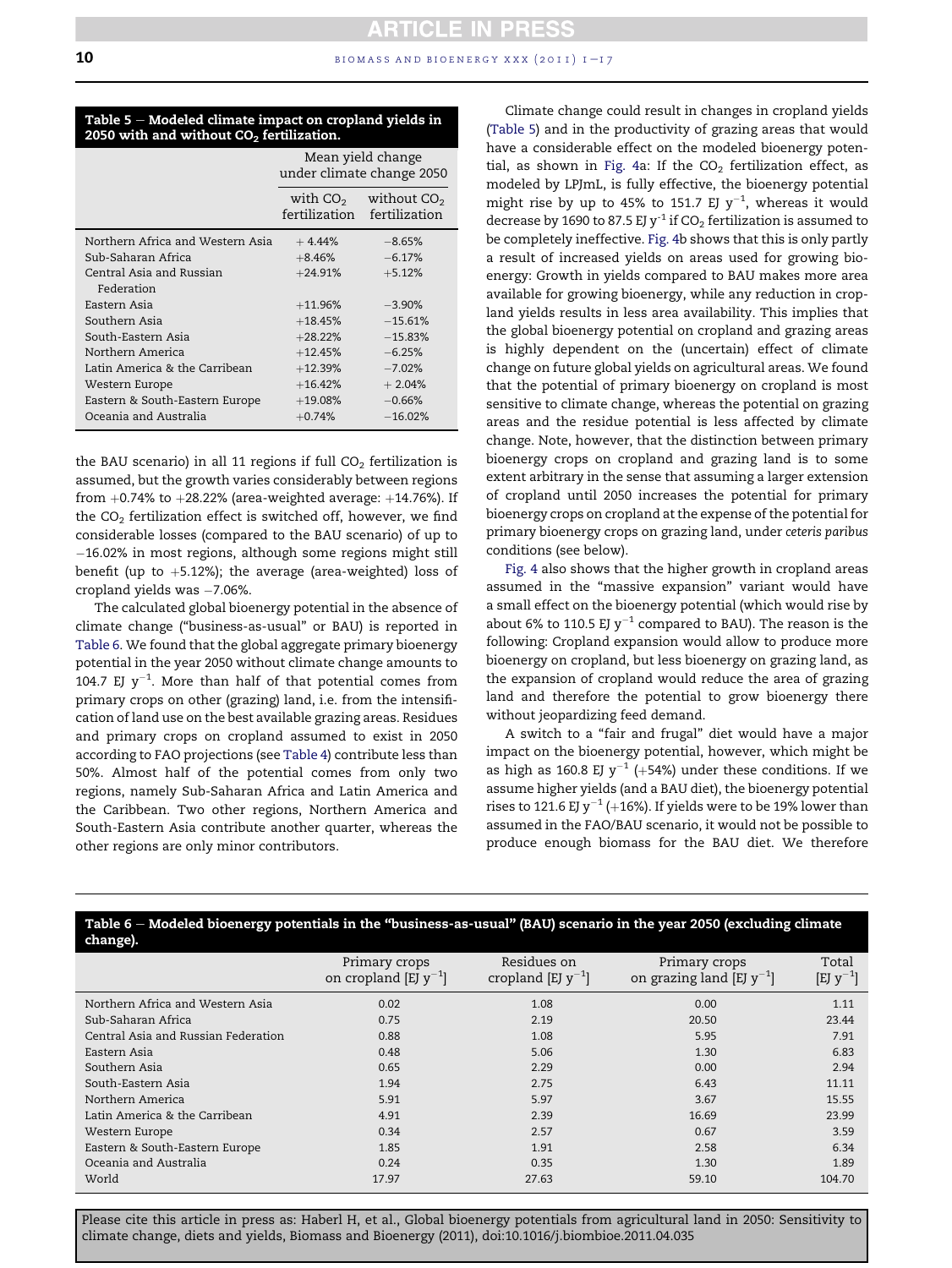**Table 5 – Modeled climate impact on cropland yields in 2050 with and without $CO_2$ fertilization.**

| | Mean yield change under climate change 2050 | |
|---|---|---|
| | with $CO_2$ fertilization | without $CO_2$ fertilization |
| Northern Africa and Western Asia | + 4.44% | −8.65% |
| Sub-Saharan Africa | +8.46% | −6.17% |
| Central Asia and Russian Federation | +24.91% | +5.12% |
| Eastern Asia | +11.96% | −3.90% |
| Southern Asia | +18.45% | −15.61% |
| South-Eastern Asia | +28.22% | −15.83% |
| Northern America | +12.45% | −6.25% |
| Latin America & the Carribean | +12.39% | −7.02% |
| Western Europe | +16.42% | + 2.04% |
| Eastern & South-Eastern Europe | +19.08% | −0.66% |
| Oceania and Australia | +0.74% | −16.02% |

the BAU scenario) in all 11 regions if full $CO_2$ fertilization is assumed, but the growth varies considerably between regions from +0.74% to +28.22% (area-weighted average: +14.76%). If the $CO_2$ fertilization effect is switched off, however, we find considerable losses (compared to the BAU scenario) of up to −16.02% in most regions, although some regions might still benefit (up to +5.12%); the average (area-weighted) loss of cropland yields was −7.06%.

The calculated global bioenergy potential in the absence of climate change ("business-as-usual" or BAU) is reported in Table 6. We found that the global aggregate primary bioenergy potential in the year 2050 without climate change amounts to 104.7 EJ $y^{-1}$. More than half of that potential comes from primary crops on other (grazing) land, i.e. from the intensification of land use on the best available grazing areas. Residues and primary crops on cropland assumed to exist in 2050 according to FAO projections (see Table 4) contribute less than 50%. Almost half of the potential comes from only two regions, namely Sub-Saharan Africa and Latin America and the Caribbean. Two other regions, Northern America and South-Eastern Asia contribute another quarter, whereas the other regions are only minor contributors.

Climate change could result in changes in cropland yields (Table 5) and in the productivity of grazing areas that would have a considerable effect on the modeled bioenergy potential, as shown in Fig. 4a: If the $CO_2$ fertilization effect, as modeled by LPJmL, is fully effective, the bioenergy potential might rise by up to 45% to 151.7 EJ $y^{-1}$, whereas it would decrease by 1690 to 87.5 EJ $y^{-1}$ if $CO_2$ fertilization is assumed to be completely ineffective. Fig. 4b shows that this is only partly a result of increased yields on areas used for growing bioenergy: Growth in yields compared to BAU makes more area available for growing bioenergy, while any reduction in cropland yields results in less area availability. This implies that the global bioenergy potential on cropland and grazing areas is highly dependent on the (uncertain) effect of climate change on future global yields on agricultural areas. We found that the potential of primary bioenergy on cropland is most sensitive to climate change, whereas the potential on grazing areas and the residue potential is less affected by climate change. Note, however, that the distinction between primary bioenergy crops on cropland and grazing land is to some extent arbitrary in the sense that assuming a larger extension of cropland until 2050 increases the potential for primary bioenergy crops on cropland at the expense of the potential for primary bioenergy crops on grazing land, under *ceteris paribus* conditions (see below).

Fig. 4 also shows that the higher growth in cropland areas assumed in the "massive expansion" variant would have a small effect on the bioenergy potential (which would rise by about 6% to 110.5 EJ $y^{-1}$ compared to BAU). The reason is the following: Cropland expansion would allow to produce more bioenergy on cropland, but less bioenergy on grazing land, as the expansion of cropland would reduce the area of grazing land and therefore the potential to grow bioenergy there without jeopardizing feed demand.

A switch to a "fair and frugal" diet would have a major impact on the bioenergy potential, however, which might be as high as 160.8 EJ $y^{-1}$ (+54%) under these conditions. If we assume higher yields (and a BAU diet), the bioenergy potential rises to 121.6 EJ $y^{-1}$ (+16%). If yields were to be 19% lower than assumed in the FAO/BAU scenario, it would not be possible to produce enough biomass for the BAU diet. We therefore

**Table 6 – Modeled bioenergy potentials in the "business-as-usual" (BAU) scenario in the year 2050 (excluding climate change).**

| | Primary crops on cropland [EJ $y^{-1}$] | Residues on cropland [EJ $y^{-1}$] | Primary crops on grazing land [EJ $y^{-1}$] | Total [EJ $y^{-1}$] |
|---|---|---|---|---|
| Northern Africa and Western Asia | 0.02 | 1.08 | 0.00 | 1.11 |
| Sub-Saharan Africa | 0.75 | 2.19 | 20.50 | 23.44 |
| Central Asia and Russian Federation | 0.88 | 1.08 | 5.95 | 7.91 |
| Eastern Asia | 0.48 | 5.06 | 1.30 | 6.83 |
| Southern Asia | 0.65 | 2.29 | 0.00 | 2.94 |
| South-Eastern Asia | 1.94 | 2.75 | 6.43 | 11.11 |
| Northern America | 5.91 | 5.97 | 3.67 | 15.55 |
| Latin America & the Carribean | 4.91 | 2.39 | 16.69 | 23.99 |
| Western Europe | 0.34 | 2.57 | 0.67 | 3.59 |
| Eastern & South-Eastern Europe | 1.85 | 1.91 | 2.58 | 6.34 |
| Oceania and Australia | 0.24 | 0.35 | 1.30 | 1.89 |
| World | 17.97 | 27.63 | 59.10 | 104.70 |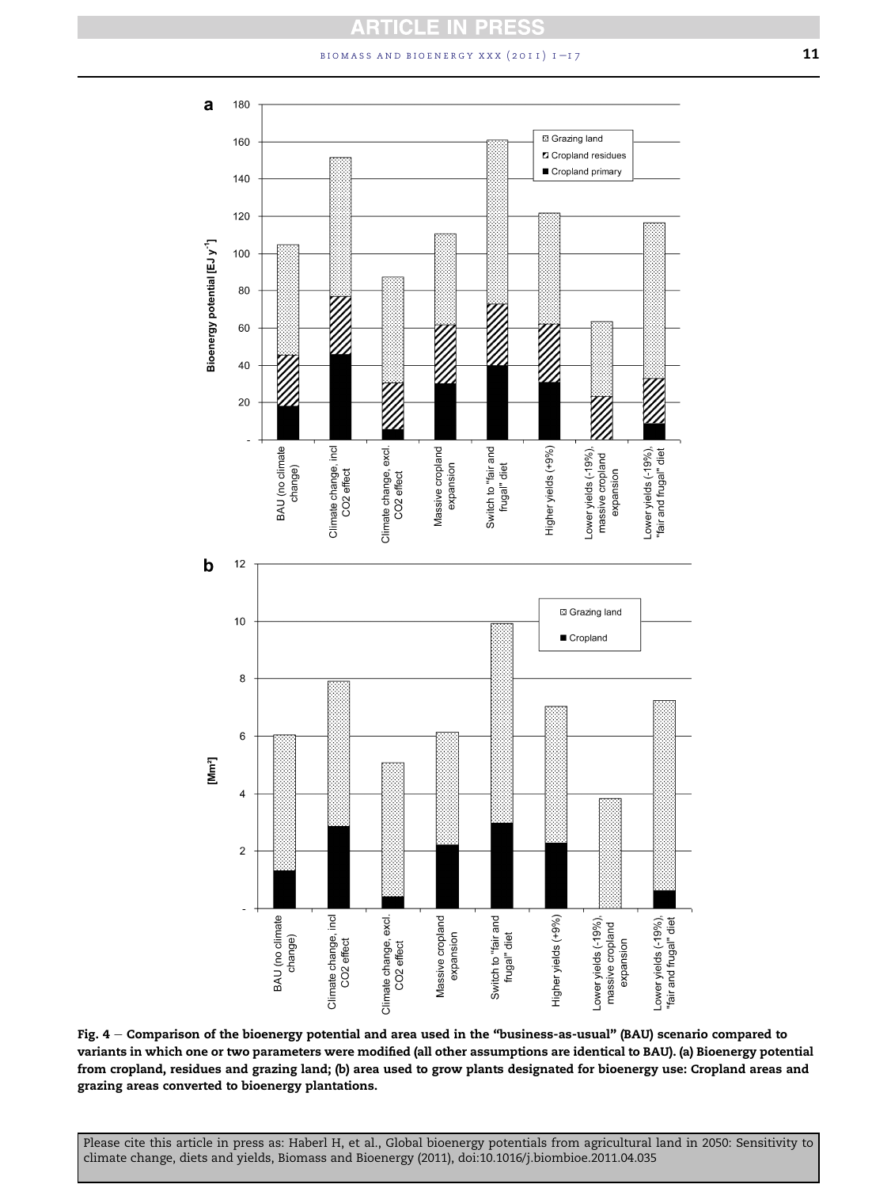Fig. 4 – Comparison of the bioenergy potential and area used in the "business-as-usual" (BAU) scenario compared to variants in which one or two parameters were modified (all other assumptions are identical to BAU). (a) Bioenergy potential from cropland, residues and grazing land; (b) area used to grow plants designated for bioenergy use: Cropland areas and grazing areas converted to bioenergy plantations.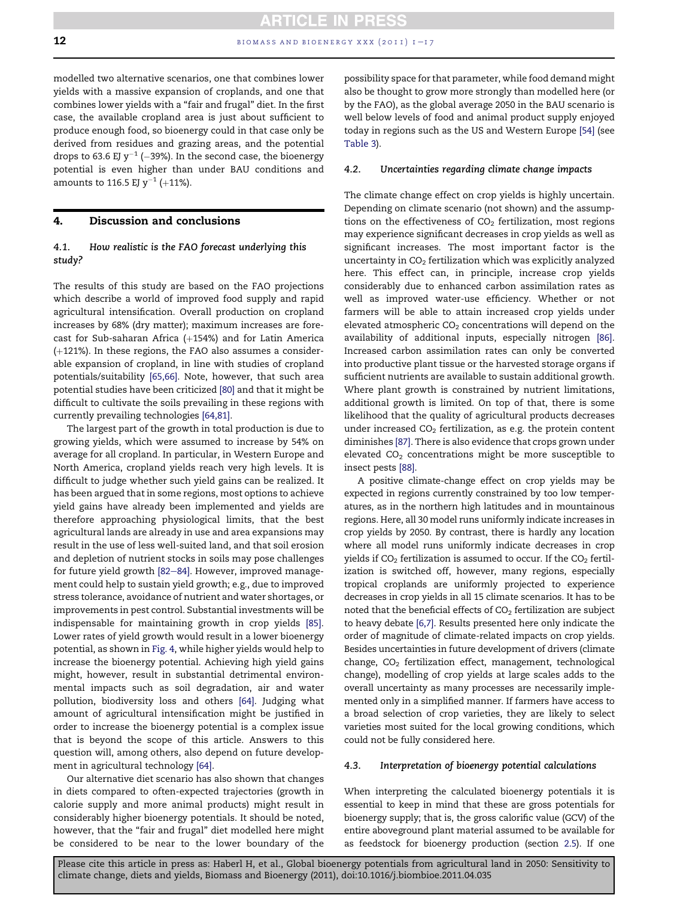modelled two alternative scenarios, one that combines lower yields with a massive expansion of croplands, and one that combines lower yields with a "fair and frugal" diet. In the first case, the available cropland area is just about sufficient to produce enough food, so bioenergy could in that case only be derived from residues and grazing areas, and the potential drops to 63.6 EJ $y^{-1}$ (−39%). In the second case, the bioenergy potential is even higher than under BAU conditions and amounts to 116.5 EJ $y^{-1}$ (+11%).

## 4. Discussion and conclusions

### 4.1. How realistic is the FAO forecast underlying this study?

The results of this study are based on the FAO projections which describe a world of improved food supply and rapid agricultural intensification. Overall production on cropland increases by 68% (dry matter); maximum increases are forecast for Sub-saharan Africa (+154%) and for Latin America (+121%). In these regions, the FAO also assumes a considerable expansion of cropland, in line with studies of cropland potentials/suitability [65,66]. Note, however, that such area potential studies have been criticized [80] and that it might be difficult to cultivate the soils prevailing in these regions with currently prevailing technologies [64,81].

The largest part of the growth in total production is due to growing yields, which were assumed to increase by 54% on average for all cropland. In particular, in Western Europe and North America, cropland yields reach very high levels. It is difficult to judge whether such yield gains can be realized. It has been argued that in some regions, most options to achieve yield gains have already been implemented and yields are therefore approaching physiological limits, that the best agricultural lands are already in use and area expansions may result in the use of less well-suited land, and that soil erosion and depletion of nutrient stocks in soils may pose challenges for future yield growth [82–84]. However, improved management could help to sustain yield growth; e.g., due to improved stress tolerance, avoidance of nutrient and water shortages, or improvements in pest control. Substantial investments will be indispensable for maintaining growth in crop yields [85]. Lower rates of yield growth would result in a lower bioenergy potential, as shown in Fig. 4, while higher yields would help to increase the bioenergy potential. Achieving high yield gains might, however, result in substantial detrimental environmental impacts such as soil degradation, air and water pollution, biodiversity loss and others [64]. Judging what amount of agricultural intensification might be justified in order to increase the bioenergy potential is a complex issue that is beyond the scope of this article. Answers to this question will, among others, also depend on future development in agricultural technology [64].

Our alternative diet scenario has also shown that changes in diets compared to often-expected trajectories (growth in calorie supply and more animal products) might result in considerably higher bioenergy potentials. It should be noted, however, that the "fair and frugal" diet modelled here might be considered to be near to the lower boundary of the possibility space for that parameter, while food demand might also be thought to grow more strongly than modelled here (or by the FAO), as the global average 2050 in the BAU scenario is well below levels of food and animal product supply enjoyed today in regions such as the US and Western Europe [54] (see Table 3).

### 4.2. Uncertainties regarding climate change impacts

The climate change effect on crop yields is highly uncertain. Depending on climate scenario (not shown) and the assumptions on the effectiveness of $CO_2$ fertilization, most regions may experience significant decreases in crop yields as well as significant increases. The most important factor is the uncertainty in $CO_2$ fertilization which was explicitly analyzed here. This effect can, in principle, increase crop yields considerably due to enhanced carbon assimilation rates as well as improved water-use efficiency. Whether or not farmers will be able to attain increased crop yields under elevated atmospheric $CO_2$ concentrations will depend on the availability of additional inputs, especially nitrogen [86]. Increased carbon assimilation rates can only be converted into productive plant tissue or the harvested storage organs if sufficient nutrients are available to sustain additional growth. Where plant growth is constrained by nutrient limitations, additional growth is limited. On top of that, there is some likelihood that the quality of agricultural products decreases under increased $CO_2$ fertilization, as e.g. the protein content diminishes [87]. There is also evidence that crops grown under elevated $CO_2$ concentrations might be more susceptible to insect pests [88].

A positive climate-change effect on crop yields may be expected in regions currently constrained by too low temperatures, as in the northern high latitudes and in mountainous regions. Here, all 30 model runs uniformly indicate increases in crop yields by 2050. By contrast, there is hardly any location where all model runs uniformly indicate decreases in crop yields if $CO_2$ fertilization is assumed to occur. If the $CO_2$ fertilization is switched off, however, many regions, especially tropical croplands are uniformly projected to experience decreases in crop yields in all 15 climate scenarios. It has to be noted that the beneficial effects of $CO_2$ fertilization are subject to heavy debate [6,7]. Results presented here only indicate the order of magnitude of climate-related impacts on crop yields. Besides uncertainties in future development of drivers (climate change, $CO_2$ fertilization effect, management, technological change), modelling of crop yields at large scales adds to the overall uncertainty as many processes are necessarily implemented only in a simplified manner. If farmers have access to a broad selection of crop varieties, they are likely to select varieties most suited for the local growing conditions, which could not be fully considered here.

### 4.3. Interpretation of bioenergy potential calculations

When interpreting the calculated bioenergy potentials it is essential to keep in mind that these are gross potentials for bioenergy supply; that is, the gross calorific value (GCV) of the entire aboveground plant material assumed to be available for as feedstock for bioenergy production (section 2.5). If one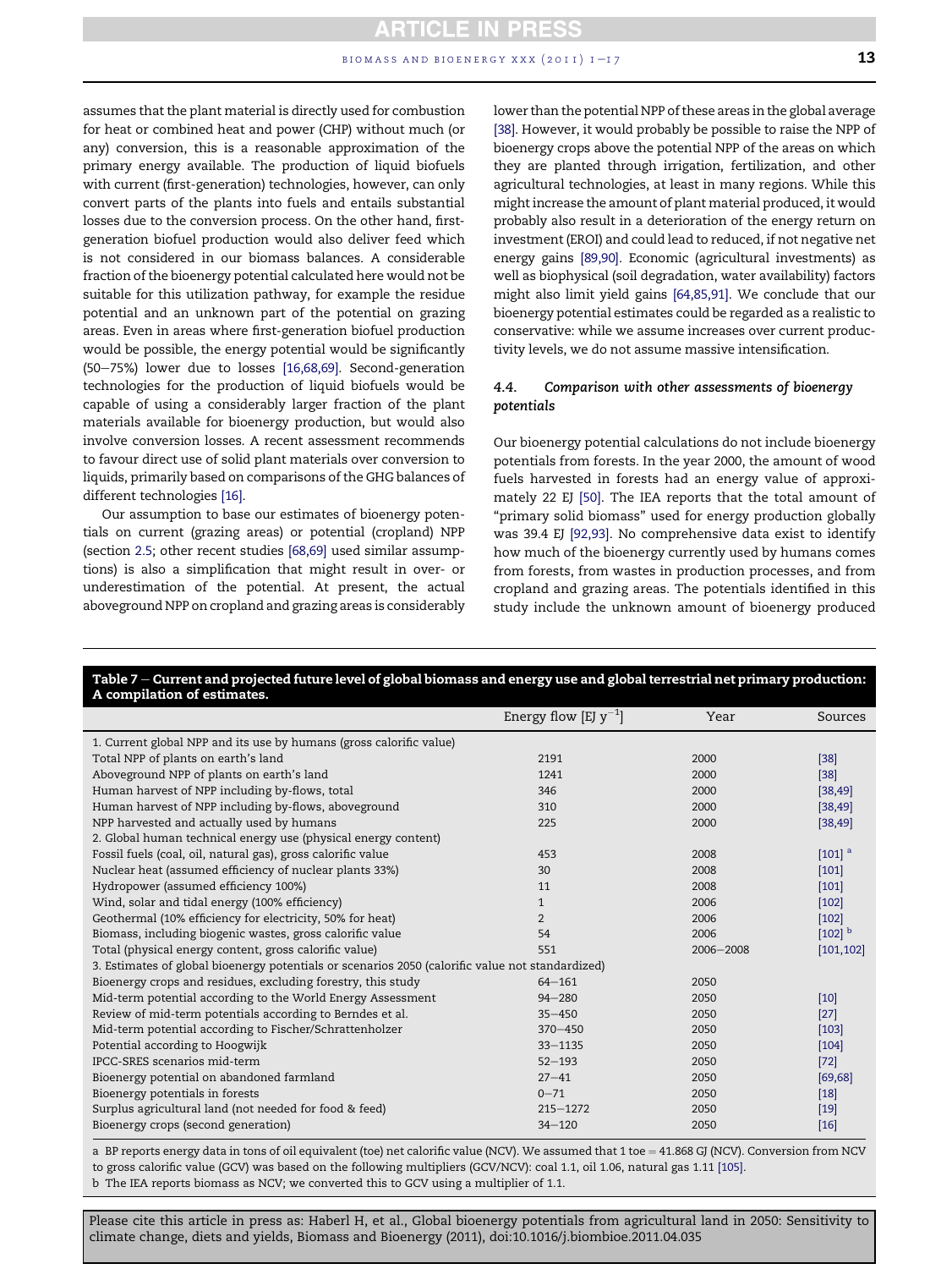assumes that the plant material is directly used for combustion for heat or combined heat and power (CHP) without much (or any) conversion, this is a reasonable approximation of the primary energy available. The production of liquid biofuels with current (first-generation) technologies, however, can only convert parts of the plants into fuels and entails substantial losses due to the conversion process. On the other hand, first-generation biofuel production would also deliver feed which is not considered in our biomass balances. A considerable fraction of the bioenergy potential calculated here would not be suitable for this utilization pathway, for example the residue potential and an unknown part of the potential on grazing areas. Even in areas where first-generation biofuel production would be possible, the energy potential would be significantly (50–75%) lower due to losses [16,68,69]. Second-generation technologies for the production of liquid biofuels would be capable of using a considerably larger fraction of the plant materials available for bioenergy production, but would also involve conversion losses. A recent assessment recommends to favour direct use of solid plant materials over conversion to liquids, primarily based on comparisons of the GHG balances of different technologies [16].

Our assumption to base our estimates of bioenergy potentials on current (grazing areas) or potential (cropland) NPP (section 2.5; other recent studies [68,69] used similar assumptions) is also a simplification that might result in over- or underestimation of the potential. At present, the actual aboveground NPP on cropland and grazing areas is considerably lower than the potential NPP of these areas in the global average [38]. However, it would probably be possible to raise the NPP of bioenergy crops above the potential NPP of the areas on which they are planted through irrigation, fertilization, and other agricultural technologies, at least in many regions. While this might increase the amount of plant material produced, it would probably also result in a deterioration of the energy return on investment (EROI) and could lead to reduced, if not negative net energy gains [89,90]. Economic (agricultural investments) as well as biophysical (soil degradation, water availability) factors might also limit yield gains [64,85,91]. We conclude that our bioenergy potential estimates could be regarded as a realistic to conservative: while we assume increases over current productivity levels, we do not assume massive intensification.

### 4.4. *Comparison with other assessments of bioenergy potentials*

Our bioenergy potential calculations do not include bioenergy potentials from forests. In the year 2000, the amount of wood fuels harvested in forests had an energy value of approximately 22 EJ [50]. The IEA reports that the total amount of "primary solid biomass" used for energy production globally was 39.4 EJ [92,93]. No comprehensive data exist to identify how much of the bioenergy currently used by humans comes from forests, from wastes in production processes, and from cropland and grazing areas. The potentials identified in this study include the unknown amount of bioenergy produced

**Table 7 – Current and projected future level of global biomass and energy use and global terrestrial net primary production: A compilation of estimates.**

| | Energy flow [EJ $y^{-1}$] | Year | Sources |
|---|---|---|---|
| 1. Current global NPP and its use by humans (gross calorific value) | | | |
| Total NPP of plants on earth's land | 2191 | 2000 | [38] |
| Aboveground NPP of plants on earth's land | 1241 | 2000 | [38] |
| Human harvest of NPP including by-flows, total | 346 | 2000 | [38,49] |
| Human harvest of NPP including by-flows, aboveground | 310 | 2000 | [38,49] |
| NPP harvested and actually used by humans | 225 | 2000 | [38,49] |
| 2. Global human technical energy use (physical energy content) | | | |
| Fossil fuels (coal, oil, natural gas), gross calorific value | 453 | 2008 | [101] [a] |
| Nuclear heat (assumed efficiency of nuclear plants 33%) | 30 | 2008 | [101] |
| Hydropower (assumed efficiency 100%) | 11 | 2008 | [101] |
| Wind, solar and tidal energy (100% efficiency) | 1 | 2006 | [102] |
| Geothermal (10% efficiency for electricity, 50% for heat) | 2 | 2006 | [102] |
| Biomass, including biogenic wastes, gross calorific value | 54 | 2006 | [102] [b] |
| Total (physical energy content, gross calorific value) | 551 | 2006–2008 | [101,102] |
| 3. Estimates of global bioenergy potentials or scenarios 2050 (calorific value not standardized) | | | |
| Bioenergy crops and residues, excluding forestry, this study | 64–161 | 2050 | |
| Mid-term potential according to the World Energy Assessment | 94–280 | 2050 | [10] |
| Review of mid-term potentials according to Berndes et al. | 35–450 | 2050 | [27] |
| Mid-term potential according to Fischer/Schrattenholzer | 370–450 | 2050 | [103] |
| Potential according to Hoogwijk | 33–1135 | 2050 | [104] |
| IPCC-SRES scenarios mid-term | 52–193 | 2050 | [72] |
| Bioenergy potential on abandoned farmland | 27–41 | 2050 | [69,68] |
| Bioenergy potentials in forests | 0–71 | 2050 | [18] |
| Surplus agricultural land (not needed for food & feed) | 215–1272 | 2050 | [19] |
| Bioenergy crops (second generation) | 34–120 | 2050 | [16] |

a BP reports energy data in tons of oil equivalent (toe) net calorific value (NCV). We assumed that 1 toe = 41.868 GJ (NCV). Conversion from NCV to gross calorific value (GCV) was based on the following multipliers (GCV/NCV): coal 1.1, oil 1.06, natural gas 1.11 [105].

b The IEA reports biomass as NCV; we converted this to GCV using a multiplier of 1.1.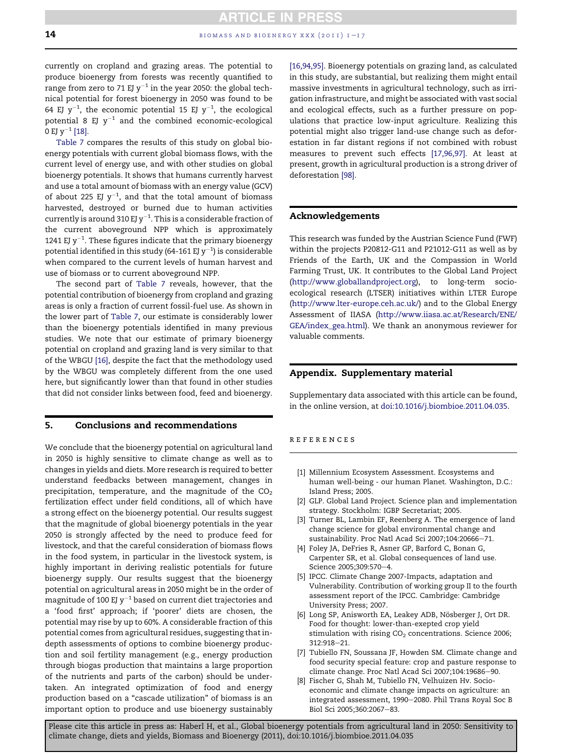currently on cropland and grazing areas. The potential to produce bioenergy from forests was recently quantified to range from zero to 71 EJ $y^{-1}$ in the year 2050: the global technical potential for forest bioenergy in 2050 was found to be 64 EJ $y^{-1}$, the economic potential 15 EJ $y^{-1}$, the ecological potential 8 EJ $y^{-1}$ and the combined economic-ecological 0 EJ $y^{-1}$ [18].

Table 7 compares the results of this study on global bioenergy potentials with current global biomass flows, with the current level of energy use, and with other studies on global bioenergy potentials. It shows that humans currently harvest and use a total amount of biomass with an energy value (GCV) of about 225 EJ $y^{-1}$, and that the total amount of biomass harvested, destroyed or burned due to human activities currently is around 310 EJ $y^{-1}$. This is a considerable fraction of the current aboveground NPP which is approximately 1241 EJ $y^{-1}$. These figures indicate that the primary bioenergy potential identified in this study (64-161 EJ $y^{-1}$) is considerable when compared to the current levels of human harvest and use of biomass or to current aboveground NPP.

The second part of Table 7 reveals, however, that the potential contribution of bioenergy from cropland and grazing areas is only a fraction of current fossil-fuel use. As shown in the lower part of Table 7, our estimate is considerably lower than the bioenergy potentials identified in many previous studies. We note that our estimate of primary bioenergy potential on cropland and grazing land is very similar to that of the WBGU [16], despite the fact that the methodology used by the WBGU was completely different from the one used here, but significantly lower than that found in other studies that did not consider links between food, feed and bioenergy.

## 5. Conclusions and recommendations

We conclude that the bioenergy potential on agricultural land in 2050 is highly sensitive to climate change as well as to changes in yields and diets. More research is required to better understand feedbacks between management, changes in precipitation, temperature, and the magnitude of the $CO_2$ fertilization effect under field conditions, all of which have a strong effect on the bioenergy potential. Our results suggest that the magnitude of global bioenergy potentials in the year 2050 is strongly affected by the need to produce feed for livestock, and that the careful consideration of biomass flows in the food system, in particular in the livestock system, is highly important in deriving realistic potentials for future bioenergy supply. Our results suggest that the bioenergy potential on agricultural areas in 2050 might be in the order of magnitude of 100 EJ $y^{-1}$ based on current diet trajectories and a 'food first' approach; if 'poorer' diets are chosen, the potential may rise by up to 60%. A considerable fraction of this potential comes from agricultural residues, suggesting that in-depth assessments of options to combine bioenergy production and soil fertility management (e.g., energy production through biogas production that maintains a large proportion of the nutrients and parts of the carbon) should be undertaken. An integrated optimization of food and energy production based on a "cascade utilization" of biomass is an important option to produce and use bioenergy sustainably [16,94,95]. Bioenergy potentials on grazing land, as calculated in this study, are substantial, but realizing them might entail massive investments in agricultural technology, such as irrigation infrastructure, and might be associated with vast social and ecological effects, such as a further pressure on populations that practice low-input agriculture. Realizing this potential might also trigger land-use change such as deforestation in far distant regions if not combined with robust measures to prevent such effects [17,96,97]. At least at present, growth in agricultural production is a strong driver of deforestation [98].

## Acknowledgements

This research was funded by the Austrian Science Fund (FWF) within the projects P20812-G11 and P21012-G11 as well as by Friends of the Earth, UK and the Compassion in World Farming Trust, UK. It contributes to the Global Land Project (http://www.globallandproject.org), to long-term socio-ecological research (LTSER) initiatives within LTER Europe (http://www.lter-europe.ceh.ac.uk/) and to the Global Energy Assessment of IIASA (http://www.iiasa.ac.at/Research/ENE/GEA/index_gea.html). We thank an anonymous reviewer for valuable comments.

## Appendix. Supplementary material

Supplementary data associated with this article can be found, in the online version, at doi:10.1016/j.biombioe.2011.04.035.

## REFERENCES

[1] Millennium Ecosystem Assessment. Ecosystems and human well-being - our human Planet. Washington, D.C.: Island Press; 2005.

[2] GLP. Global Land Project. Science plan and implementation strategy. Stockholm: IGBP Secretariat; 2005.

[3] Turner BL, Lambin EF, Reenberg A. The emergence of land change science for global environmental change and sustainability. Proc Natl Acad Sci 2007;104:20666–71.

[4] Foley JA, DeFries R, Asner GP, Barford C, Bonan G, Carpenter SR, et al. Global consequences of land use. Science 2005;309:570–4.

[5] IPCC. Climate Change 2007-Impacts, adaptation and Vulnerability. Contribution of working group II to the fourth assessment report of the IPCC. Cambridge: Cambridge University Press; 2007.

[6] Long SP, Anisworth EA, Leakey ADB, Nösberger J, Ort DR. Food for thought: lower-than-expeted crop yield stimulation with rising $CO_2$ concentrations. Science 2006; 312:918–21.

[7] Tubiello FN, Soussana JF, Howden SM. Climate change and food security special feature: crop and pasture response to climate change. Proc Natl Acad Sci 2007;104:19686–90.

[8] Fischer G, Shah M, Tubiello FN, Velhuizen Hv. Socio-economic and climate change impacts on agriculture: an integrated assessment, 1990–2080. Phil Trans Royal Soc B Biol Sci 2005;360:2067–83.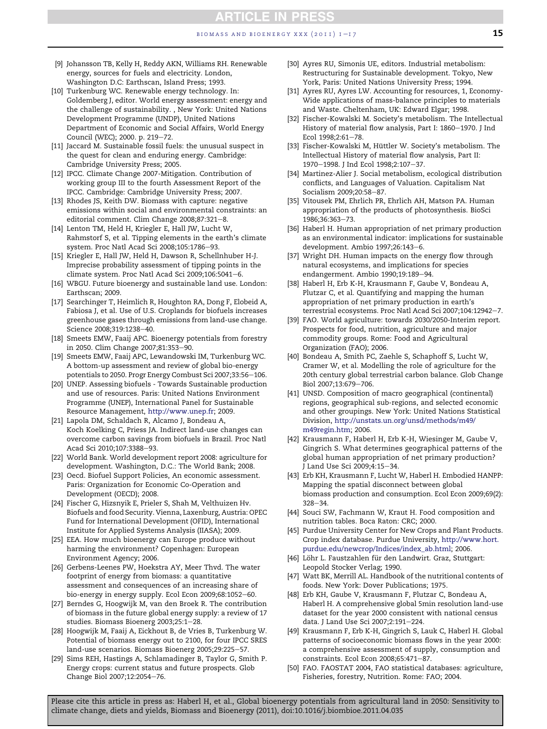[9] Johansson TB, Kelly H, Reddy AKN, Williams RH. Renewable energy, sources for fuels and electricity. London, Washington D.C: Earthscan, Island Press; 1993.

[10] Turkenburg WC. Renewable energy technology. In: Goldemberg J, editor. World energy assessment: energy and the challenge of sustainability. , New York: United Nations Development Programme (UNDP), United Nations Department of Economic and Social Affairs, World Energy Council (WEC); 2000. p. 219–72.

[11] Jaccard M. Sustainable fossil fuels: the unusual suspect in the quest for clean and enduring energy. Cambridge: Cambridge University Press; 2005.

[12] IPCC. Climate Change 2007-Mitigation. Contribution of working group III to the fourth Assessment Report of the IPCC. Cambridge: Cambridge University Press; 2007.

[13] Rhodes JS, Keith DW. Biomass with capture: negative emissions within social and environmental constraints: an editorial comment. Clim Change 2008;87:321–8.

[14] Lenton TM, Held H, Kriegler E, Hall JW, Lucht W, Rahmstorf S, et al. Tipping elements in the earth's climate system. Proc Natl Acad Sci 2008;105:1786–93.

[15] Kriegler E, Hall JW, Held H, Dawson R, Schellnhuber H-J. Imprecise probability assessment of tipping points in the climate system. Proc Natl Acad Sci 2009;106:5041–6.

[16] WBGU. Future bioenergy and sustainable land use. London: Earthscan; 2009.

[17] Searchinger T, Heimlich R, Houghton RA, Dong F, Elobeid A, Fabiosa J, et al. Use of U.S. Croplands for biofuels increases greenhouse gases through emissions from land-use change. Science 2008;319:1238–40.

[18] Smeets EMW, Faaij APC. Bioenergy potentials from forestry in 2050. Clim Change 2007;81:353–90.

[19] Smeets EMW, Faaij APC, Lewandowski IM, Turkenburg WC. A bottom-up assessment and review of global bio-energy potentials to 2050. Progr Energy Combust Sci 2007;33:56–106.

[20] UNEP. Assessing biofuels - Towards Sustainable production and use of resources. Paris: United Nations Environment Programme (UNEP), International Panel for Sustainable Resource Management, http://www.unep.fr; 2009.

[21] Lapola DM, Schaldach R, Alcamo J, Bondeau A, Koch Koelking C, Priess JA. Indirect land-use changes can overcome carbon savings from biofuels in Brazil. Proc Natl Acad Sci 2010;107:3388–93.

[22] World Bank. World development report 2008: agriculture for development. Washington, D.C.: The World Bank; 2008.

[23] Oecd. Biofuel Support Policies, An economic assessment. Paris: Organization for Economic Co-Operation and Development (OECD); 2008.

[24] Fischer G, Hizsnyik E, Prieler S, Shah M, Velthuizen Hv. Biofuels and food Security. Vienna, Laxenburg, Austria: OPEC Fund for International Development (OFID), International Institute for Applied Systems Analysis (IIASA); 2009.

[25] EEA. How much bioenergy can Europe produce without harming the environment? Copenhagen: European Environment Agency; 2006.

[26] Gerbens-Leenes PW, Hoekstra AY, Meer Thvd. The water footprint of energy from biomass: a quantitative assessment and consequences of an increasing share of bio-energy in energy supply. Ecol Econ 2009;68:1052–60.

[27] Berndes G, Hoogwijk M, van den Broek R. The contribution of biomass in the future global energy supply: a review of 17 studies. Biomass Bioenerg 2003;25:1–28.

[28] Hoogwijk M, Faaij A, Eickhout B, de Vries B, Turkenburg W. Potential of biomass energy out to 2100, for four IPCC SRES land-use scenarios. Biomass Bioenerg 2005;29:225–57.

[29] Sims REH, Hastings A, Schlamadinger B, Taylor G, Smith P. Energy crops: current status and future prospects. Glob Change Biol 2007;12:2054–76.

[30] Ayres RU, Simonis UE, editors. Industrial metabolism: Restructuring for Sustainable development. Tokyo, New York, Paris: United Nations University Press; 1994.

[31] Ayres RU, Ayres LW. Accounting for resources, 1, Economy-Wide applications of mass-balance principles to materials and Waste. Cheltenham, UK: Edward Elgar; 1998.

[32] Fischer-Kowalski M. Society's metabolism. The Intellectual History of material flow analysis, Part I: 1860–1970. J Ind Ecol 1998;2:61–78.

[33] Fischer-Kowalski M, Hüttler W. Society's metabolism. The Intellectual History of material flow analysis, Part II: 1970–1998. J Ind Ecol 1998;2:107–37.

[34] Martinez-Alier J. Social metabolism, ecological distribution conflicts, and Languages of Valuation. Capitalism Nat Socialism 2009;20:58–87.

[35] Vitousek PM, Ehrlich PR, Ehrlich AH, Matson PA. Human appropriation of the products of photosynthesis. BioSci 1986;36:363–73.

[36] Haberl H. Human appropriation of net primary production as an environmental indicator: implications for sustainable development. Ambio 1997;26:143–6.

[37] Wright DH. Human impacts on the energy flow through natural ecosystems, and implications for species endangerment. Ambio 1990;19:189–94.

[38] Haberl H, Erb K-H, Krausmann F, Gaube V, Bondeau A, Plutzar C, et al. Quantifying and mapping the human appropriation of net primary production in earth's terrestrial ecosystems. Proc Natl Acad Sci 2007;104:12942–7.

[39] FAO. World agriculture: towards 2030/2050-Interim report. Prospects for food, nutrition, agriculture and major commodity groups. Rome: Food and Agricultural Organization (FAO); 2006.

[40] Bondeau A, Smith PC, Zaehle S, Schaphoff S, Lucht W, Cramer W, et al. Modelling the role of agriculture for the 20th century global terrestrial carbon balance. Glob Change Biol 2007;13:679–706.

[41] UNSD. Composition of macro geographical (continental) regions, geographical sub-regions, and selected economic and other groupings. New York: United Nations Statistical Division, http://unstats.un.org/unsd/methods/m49/m49regin.htm; 2006.

[42] Krausmann F, Haberl H, Erb K-H, Wiesinger M, Gaube V, Gingrich S. What determines geographical patterns of the global human appropriation of net primary production? J Land Use Sci 2009;4:15–34.

[43] Erb KH, Krausmann F, Lucht W, Haberl H. Embodied HANPP: Mapping the spatial disconnect between global biomass production and consumption. Ecol Econ 2009;69(2):328–34.

[44] Souci SW, Fachmann W, Kraut H. Food composition and nutrition tables. Boca Raton: CRC; 2000.

[45] Purdue University Center for New Crops and Plant Products. Crop index database. Purdue University, http://www.hort.purdue.edu/newcrop/Indices/index_ab.html; 2006.

[46] Löhr L. Faustzahlen für den Landwirt. Graz, Stuttgart: Leopold Stocker Verlag; 1990.

[47] Watt BK, Merrill AL. Handbook of the nutritional contents of foods. New York: Dover Publications; 1975.

[48] Erb KH, Gaube V, Krausmann F, Plutzar C, Bondeau A, Haberl H. A comprehensive global 5min resolution land-use dataset for the year 2000 consistent with national census data. J Land Use Sci 2007;2:191–224.

[49] Krausmann F, Erb K-H, Gingrich S, Lauk C, Haberl H. Global patterns of socioeconomic biomass flows in the year 2000: a comprehensive assessment of supply, consumption and constraints. Ecol Econ 2008;65:471–87.

[50] FAO. FAOSTAT 2004, FAO statistical databases: agriculture, Fisheries, forestry, Nutrition. Rome: FAO; 2004.

Please cite this article in press as: Haberl H, et al., Global bioenergy potentials from agricultural land in 2050: Sensitivity to climate change, diets and yields, Biomass and Bioenergy (2011), doi:10.1016/j.biombioe.2011.04.035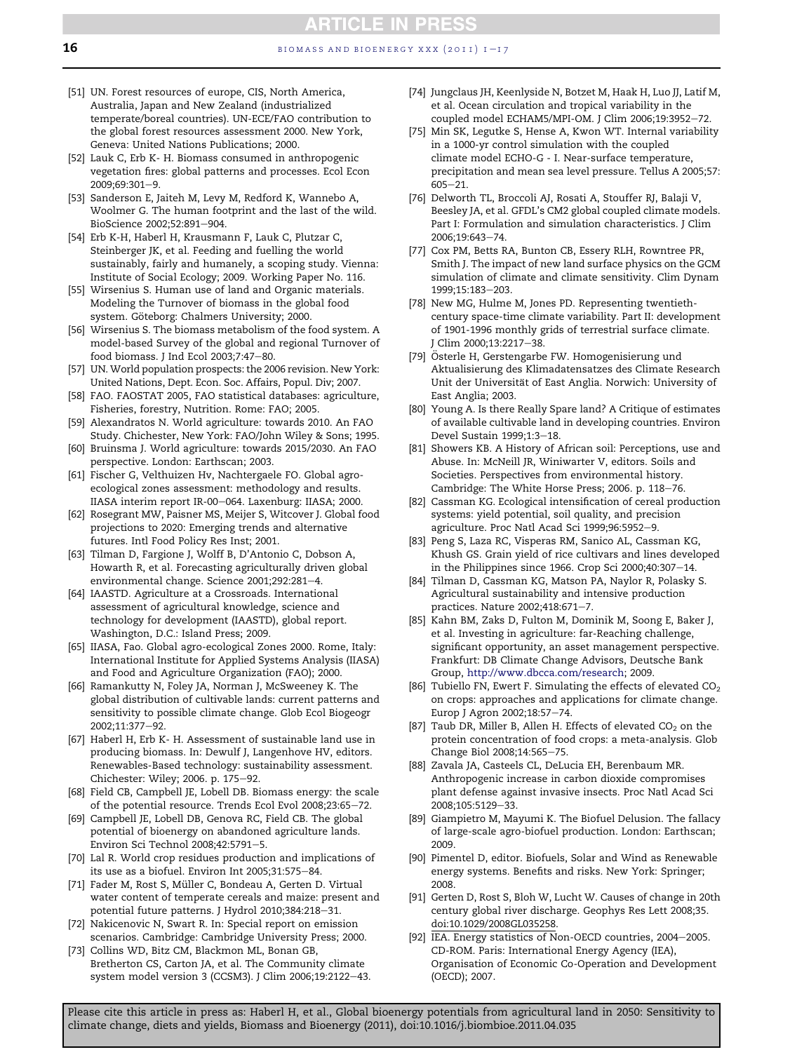[51] UN. Forest resources of europe, CIS, North America, Australia, Japan and New Zealand (industrialized temperate/boreal countries). UN-ECE/FAO contribution to the global forest resources assessment 2000. New York, Geneva: United Nations Publications; 2000.

[52] Lauk C, Erb K- H. Biomass consumed in anthropogenic vegetation fires: global patterns and processes. Ecol Econ 2009;69:301–9.

[53] Sanderson E, Jaiteh M, Levy M, Redford K, Wannebo A, Woolmer G. The human footprint and the last of the wild. BioScience 2002;52:891–904.

[54] Erb K-H, Haberl H, Krausmann F, Lauk C, Plutzar C, Steinberger JK, et al. Feeding and fuelling the world sustainably, fairly and humanely, a scoping study. Vienna: Institute of Social Ecology; 2009. Working Paper No. 116.

[55] Wirsenius S. Human use of land and Organic materials. Modeling the Turnover of biomass in the global food system. Göteborg: Chalmers University; 2000.

[56] Wirsenius S. The biomass metabolism of the food system. A model-based Survey of the global and regional Turnover of food biomass. J Ind Ecol 2003;7:47–80.

[57] UN. World population prospects: the 2006 revision. New York: United Nations, Dept. Econ. Soc. Affairs, Popul. Div; 2007.

[58] FAO. FAOSTAT 2005, FAO statistical databases: agriculture, Fisheries, forestry, Nutrition. Rome: FAO; 2005.

[59] Alexandratos N. World agriculture: towards 2010. An FAO Study. Chichester, New York: FAO/John Wiley & Sons; 1995.

[60] Bruinsma J. World agriculture: towards 2015/2030. An FAO perspective. London: Earthscan; 2003.

[61] Fischer G, Velthuizen Hv, Nachtergaele FO. Global agro-ecological zones assessment: methodology and results. IIASA interim report IR-00–064. Laxenburg: IIASA; 2000.

[62] Rosegrant MW, Paisner MS, Meijer S, Witcover J. Global food projections to 2020: Emerging trends and alternative futures. Intl Food Policy Res Inst; 2001.

[63] Tilman D, Fargione J, Wolff B, D'Antonio C, Dobson A, Howarth R, et al. Forecasting agriculturally driven global environmental change. Science 2001;292:281–4.

[64] IAASTD. Agriculture at a Crossroads. International assessment of agricultural knowledge, science and technology for development (IAASTD), global report. Washington, D.C.: Island Press; 2009.

[65] IIASA, Fao. Global agro-ecological Zones 2000. Rome, Italy: International Institute for Applied Systems Analysis (IIASA) and Food and Agriculture Organization (FAO); 2000.

[66] Ramankutty N, Foley JA, Norman J, McSweeney K. The global distribution of cultivable lands: current patterns and sensitivity to possible climate change. Glob Ecol Biogeogr 2002;11:377–92.

[67] Haberl H, Erb K- H. Assessment of sustainable land use in producing biomass. In: Dewulf J, Langenhove HV, editors. Renewables-Based technology: sustainability assessment. Chichester: Wiley; 2006. p. 175–92.

[68] Field CB, Campbell JE, Lobell DB. Biomass energy: the scale of the potential resource. Trends Ecol Evol 2008;23:65–72.

[69] Campbell JE, Lobell DB, Genova RC, Field CB. The global potential of bioenergy on abandoned agriculture lands. Environ Sci Technol 2008;42:5791–5.

[70] Lal R. World crop residues production and implications of its use as a biofuel. Environ Int 2005;31:575–84.

[71] Fader M, Rost S, Müller C, Bondeau A, Gerten D. Virtual water content of temperate cereals and maize: present and potential future patterns. J Hydrol 2010;384:218–31.

[72] Nakicenovic N, Swart R. In: Special report on emission scenarios. Cambridge: Cambridge University Press; 2000.

[73] Collins WD, Bitz CM, Blackmon ML, Bonan GB, Bretherton CS, Carton JA, et al. The Community climate system model version 3 (CCSM3). J Clim 2006;19:2122–43.

[74] Jungclaus JH, Keenlyside N, Botzet M, Haak H, Luo JJ, Latif M, et al. Ocean circulation and tropical variability in the coupled model ECHAM5/MPI-OM. J Clim 2006;19:3952–72.

[75] Min SK, Legutke S, Hense A, Kwon WT. Internal variability in a 1000-yr control simulation with the coupled climate model ECHO-G - I. Near-surface temperature, precipitation and mean sea level pressure. Tellus A 2005;57: 605–21.

[76] Delworth TL, Broccoli AJ, Rosati A, Stouffer RJ, Balaji V, Beesley JA, et al. GFDL's CM2 global coupled climate models. Part I: Formulation and simulation characteristics. J Clim 2006;19:643–74.

[77] Cox PM, Betts RA, Bunton CB, Essery RLH, Rowntree PR, Smith J. The impact of new land surface physics on the GCM simulation of climate and climate sensitivity. Clim Dynam 1999;15:183–203.

[78] New MG, Hulme M, Jones PD. Representing twentieth-century space-time climate variability. Part II: development of 1901-1996 monthly grids of terrestrial surface climate. J Clim 2000;13:2217–38.

[79] Österle H, Gerstengarbe FW. Homogenisierung und Aktualisierung des Klimadatensatzes des Climate Research Unit der Universität of East Anglia. Norwich: University of East Anglia; 2003.

[80] Young A. Is there Really Spare land? A Critique of estimates of available cultivable land in developing countries. Environ Devel Sustain 1999;1:3–18.

[81] Showers KB. A History of African soil: Perceptions, use and Abuse. In: McNeill JR, Winiwarter V, editors. Soils and Societies. Perspectives from environmental history. Cambridge: The White Horse Press; 2006. p. 118–76.

[82] Cassman KG. Ecological intensification of cereal production systems: yield potential, soil quality, and precision agriculture. Proc Natl Acad Sci 1999;96:5952–9.

[83] Peng S, Laza RC, Visperas RM, Sanico AL, Cassman KG, Khush GS. Grain yield of rice cultivars and lines developed in the Philippines since 1966. Crop Sci 2000;40:307–14.

[84] Tilman D, Cassman KG, Matson PA, Naylor R, Polasky S. Agricultural sustainability and intensive production practices. Nature 2002;418:671–7.

[85] Kahn BM, Zaks D, Fulton M, Dominik M, Soong E, Baker J, et al. Investing in agriculture: far-Reaching challenge, significant opportunity, an asset management perspective. Frankfurt: DB Climate Change Advisors, Deutsche Bank Group, http://www.dbcca.com/research; 2009.

[86] Tubiello FN, Ewert F. Simulating the effects of elevated $CO_2$ on crops: approaches and applications for climate change. Europ J Agron 2002;18:57–74.

[87] Taub DR, Miller B, Allen H. Effects of elevated $CO_2$ on the protein concentration of food crops: a meta-analysis. Glob Change Biol 2008;14:565–75.

[88] Zavala JA, Casteels CL, DeLucia EH, Berenbaum MR. Anthropogenic increase in carbon dioxide compromises plant defense against invasive insects. Proc Natl Acad Sci 2008;105:5129–33.

[89] Giampietro M, Mayumi K. The Biofuel Delusion. The fallacy of large-scale agro-biofuel production. London: Earthscan; 2009.

[90] Pimentel D, editor. Biofuels, Solar and Wind as Renewable energy systems. Benefits and risks. New York: Springer; 2008.

[91] Gerten D, Rost S, Bloh W, Lucht W. Causes of change in 20th century global river discharge. Geophys Res Lett 2008;35. doi:10.1029/2008GL035258.

[92] IEA. Energy statistics of Non-OECD countries, 2004–2005. CD-ROM. Paris: International Energy Agency (IEA), Organisation of Economic Co-Operation and Development (OECD); 2007.

Please cite this article in press as: Haberl H, et al., Global bioenergy potentials from agricultural land in 2050: Sensitivity to climate change, diets and yields, Biomass and Bioenergy (2011), doi:10.1016/j.biombioe.2011.04.035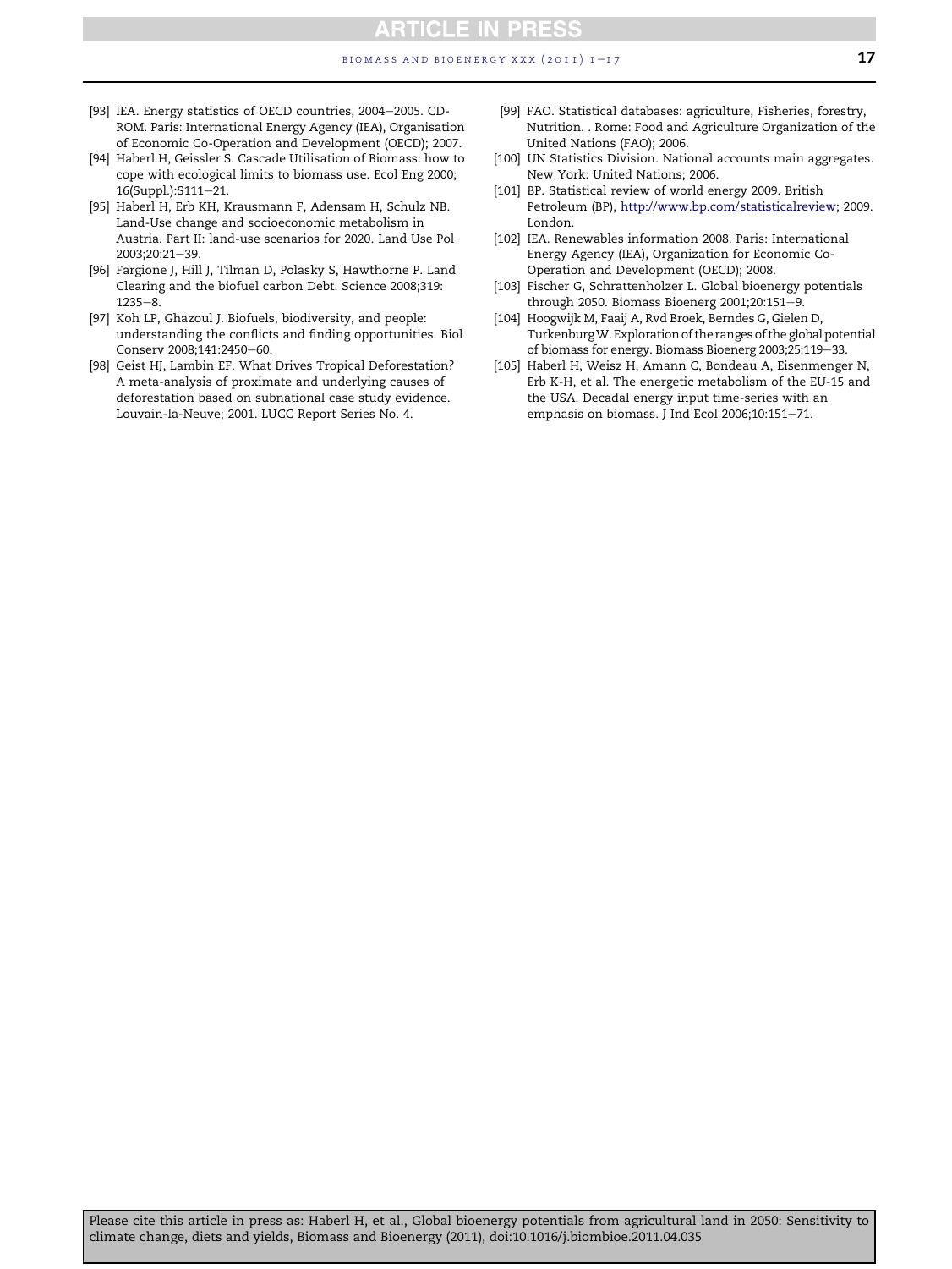[93] IEA. Energy statistics of OECD countries, 2004–2005. CD-ROM. Paris: International Energy Agency (IEA), Organisation of Economic Co-Operation and Development (OECD); 2007.

[94] Haberl H, Geissler S. Cascade Utilisation of Biomass: how to cope with ecological limits to biomass use. Ecol Eng 2000; 16(Suppl.):S111–21.

[95] Haberl H, Erb KH, Krausmann F, Adensam H, Schulz NB. Land-Use change and socioeconomic metabolism in Austria. Part II: land-use scenarios for 2020. Land Use Pol 2003;20:21–39.

[96] Fargione J, Hill J, Tilman D, Polasky S, Hawthorne P. Land Clearing and the biofuel carbon Debt. Science 2008;319: 1235–8.

[97] Koh LP, Ghazoul J. Biofuels, biodiversity, and people: understanding the conflicts and finding opportunities. Biol Conserv 2008;141:2450–60.

[98] Geist HJ, Lambin EF. What Drives Tropical Deforestation? A meta-analysis of proximate and underlying causes of deforestation based on subnational case study evidence. Louvain-la-Neuve; 2001. LUCC Report Series No. 4.

[99] FAO. Statistical databases: agriculture, Fisheries, forestry, Nutrition. . Rome: Food and Agriculture Organization of the United Nations (FAO); 2006.

[100] UN Statistics Division. National accounts main aggregates. New York: United Nations; 2006.

[101] BP. Statistical review of world energy 2009. British Petroleum (BP), http://www.bp.com/statisticalreview; 2009. London.

[102] IEA. Renewables information 2008. Paris: International Energy Agency (IEA), Organization for Economic Co-Operation and Development (OECD); 2008.

[103] Fischer G, Schrattenholzer L. Global bioenergy potentials through 2050. Biomass Bioenerg 2001;20:151–9.

[104] Hoogwijk M, Faaij A, Rvd Broek, Berndes G, Gielen D, Turkenburg W. Exploration of the ranges of the global potential of biomass for energy. Biomass Bioenerg 2003;25:119–33.

[105] Haberl H, Weisz H, Amann C, Bondeau A, Eisenmenger N, Erb K-H, et al. The energetic metabolism of the EU-15 and the USA. Decadal energy input time-series with an emphasis on biomass. J Ind Ecol 2006;10:151–71.

Please cite this article in press as: Haberl H, et al., Global bioenergy potentials from agricultural land in 2050: Sensitivity to climate change, diets and yields, Biomass and Bioenergy (2011), doi:10.1016/j.biombioe.2011.04.035